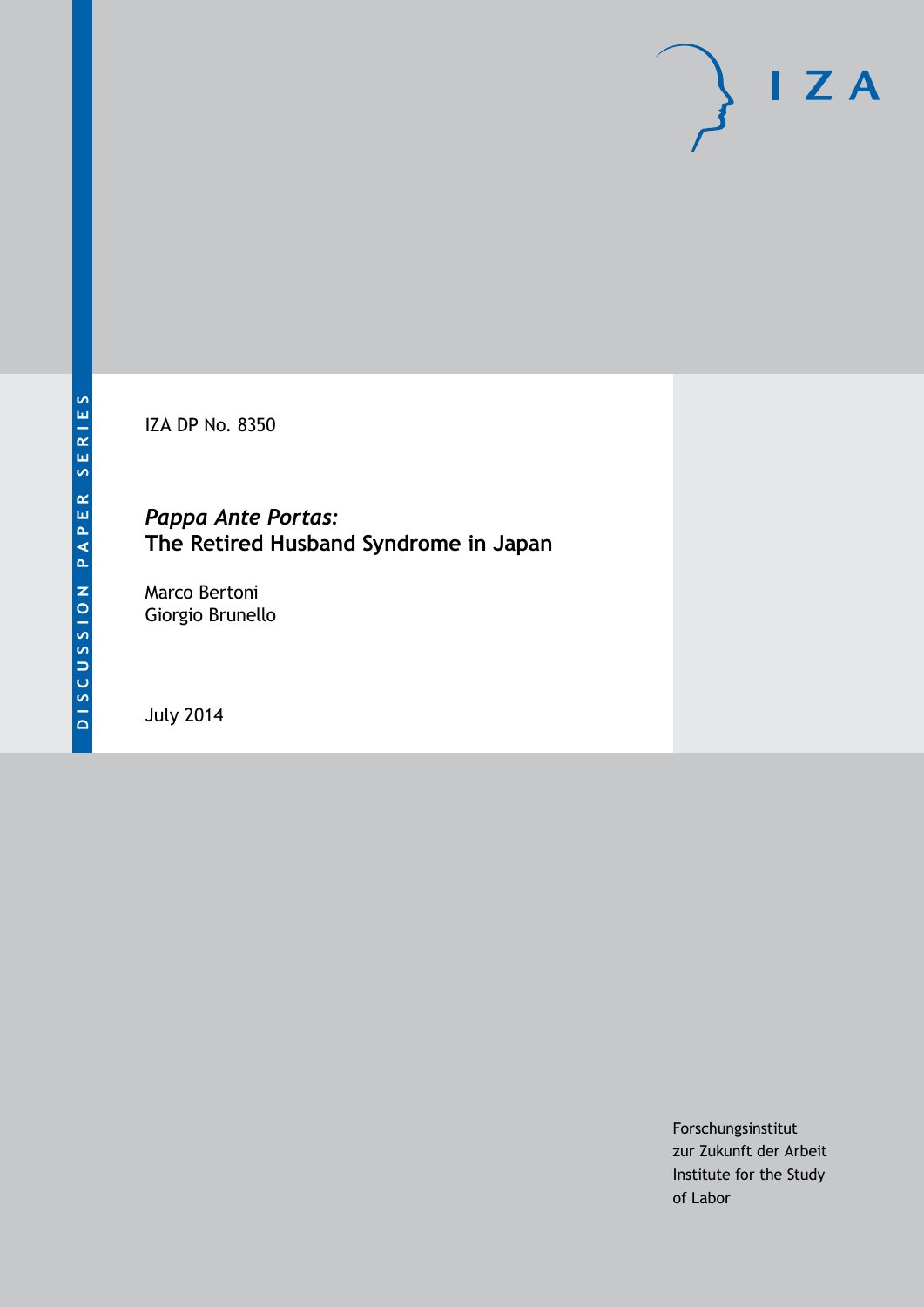DISCUSSION PAPER SERIES

IZA

IZA DP No. 8350

# *Pappa Ante Portas:* The Retired Husband Syndrome in Japan

Marco Bertoni
Giorgio Brunello

July 2014

Forschungsinstitut
zur Zukunft der Arbeit
Institute for the Study
of Labor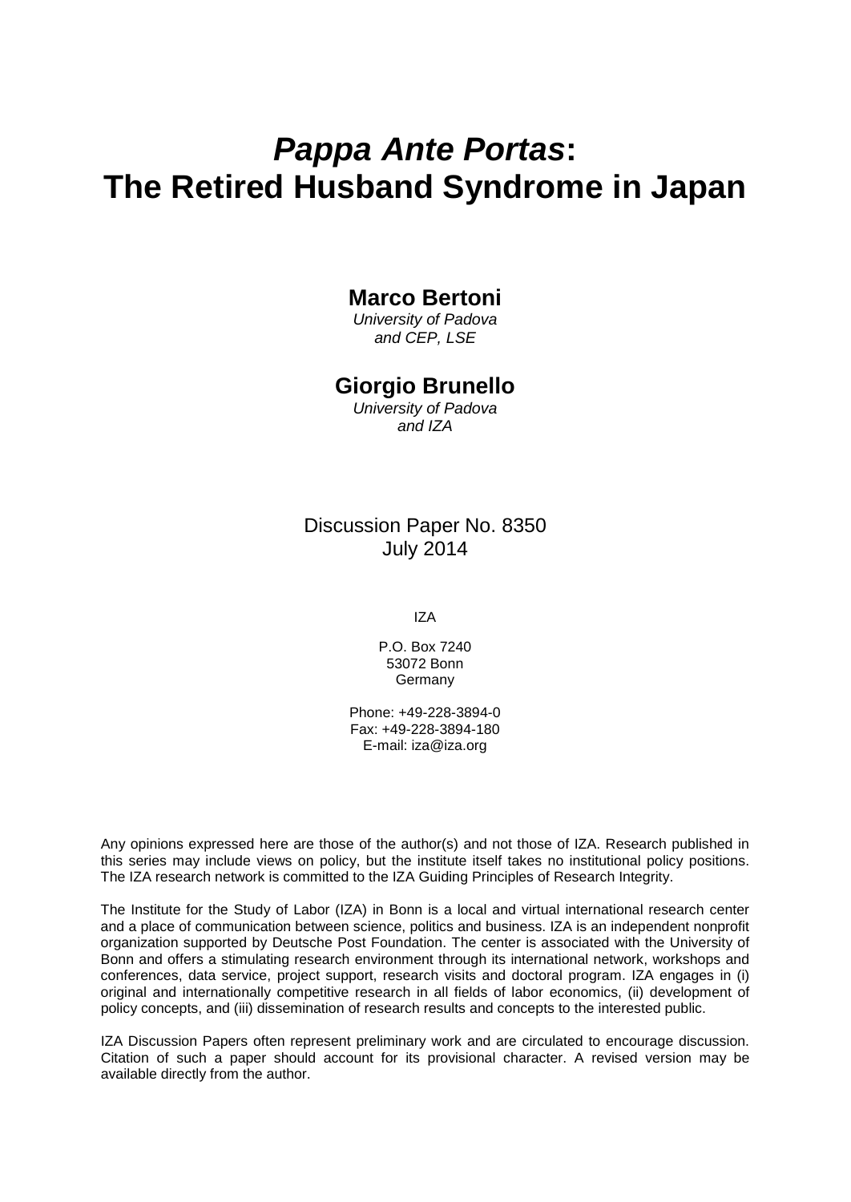# *Pappa Ante Portas*: The Retired Husband Syndrome in Japan

**Marco Bertoni**
*University of Padova and CEP, LSE*

**Giorgio Brunello**
*University of Padova and IZA*

Discussion Paper No. 8350
July 2014

IZA

P.O. Box 7240
53072 Bonn
Germany

Phone: +49-228-3894-0
Fax: +49-228-3894-180
E-mail: iza@iza.org

Any opinions expressed here are those of the author(s) and not those of IZA. Research published in this series may include views on policy, but the institute itself takes no institutional policy positions. The IZA research network is committed to the IZA Guiding Principles of Research Integrity.

The Institute for the Study of Labor (IZA) in Bonn is a local and virtual international research center and a place of communication between science, politics and business. IZA is an independent nonprofit organization supported by Deutsche Post Foundation. The center is associated with the University of Bonn and offers a stimulating research environment through its international network, workshops and conferences, data service, project support, research visits and doctoral program. IZA engages in (i) original and internationally competitive research in all fields of labor economics, (ii) development of policy concepts, and (iii) dissemination of research results and concepts to the interested public.

IZA Discussion Papers often represent preliminary work and are circulated to encourage discussion. Citation of such a paper should account for its provisional character. A revised version may be available directly from the author.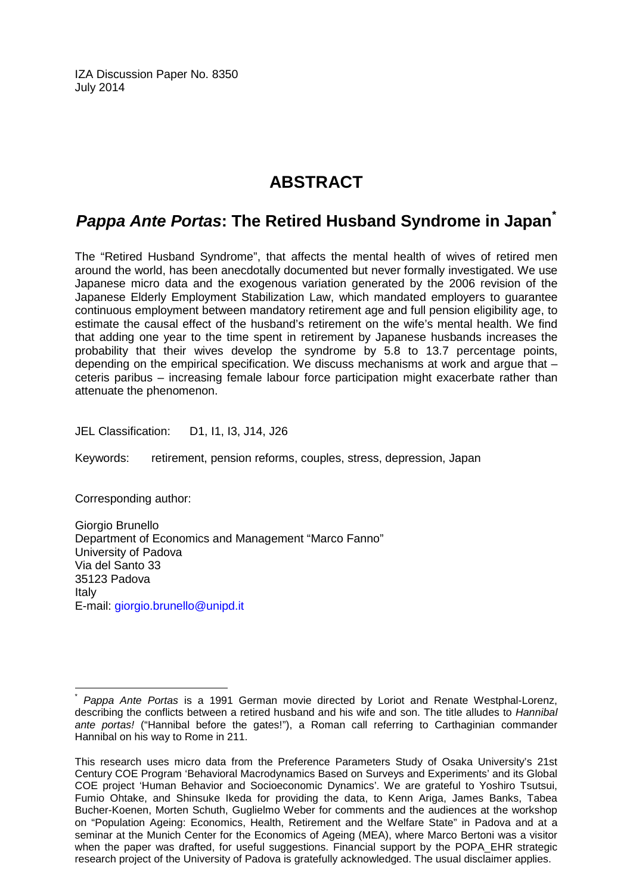IZA Discussion Paper No. 8350
July 2014

# ABSTRACT

## *Pappa Ante Portas*: The Retired Husband Syndrome in Japan[*]

The "Retired Husband Syndrome", that affects the mental health of wives of retired men around the world, has been anecdotally documented but never formally investigated. We use Japanese micro data and the exogenous variation generated by the 2006 revision of the Japanese Elderly Employment Stabilization Law, which mandated employers to guarantee continuous employment between mandatory retirement age and full pension eligibility age, to estimate the causal effect of the husband's retirement on the wife's mental health. We find that adding one year to the time spent in retirement by Japanese husbands increases the probability that their wives develop the syndrome by 5.8 to 13.7 percentage points, depending on the empirical specification. We discuss mechanisms at work and argue that – ceteris paribus – increasing female labour force participation might exacerbate rather than attenuate the phenomenon.

JEL Classification: D1, I1, I3, J14, J26

Keywords: retirement, pension reforms, couples, stress, depression, Japan

Corresponding author:

Giorgio Brunello
Department of Economics and Management "Marco Fanno"
University of Padova
Via del Santo 33
35123 Padova
Italy
E-mail: giorgio.brunello@unipd.it

---

[*] *Pappa Ante Portas* is a 1991 German movie directed by Loriot and Renate Westphal-Lorenz, describing the conflicts between a retired husband and his wife and son. The title alludes to *Hannibal ante portas!* ("Hannibal before the gates!"), a Roman call referring to Carthaginian commander Hannibal on his way to Rome in 211.

This research uses micro data from the Preference Parameters Study of Osaka University's 21st Century COE Program 'Behavioral Macrodynamics Based on Surveys and Experiments' and its Global COE project 'Human Behavior and Socioeconomic Dynamics'. We are grateful to Yoshiro Tsutsui, Fumio Ohtake, and Shinsuke Ikeda for providing the data, to Kenn Ariga, James Banks, Tabea Bucher-Koenen, Morten Schuth, Guglielmo Weber for comments and the audiences at the workshop on "Population Ageing: Economics, Health, Retirement and the Welfare State" in Padova and at a seminar at the Munich Center for the Economics of Ageing (MEA), where Marco Bertoni was a visitor when the paper was drafted, for useful suggestions. Financial support by the POPA_EHR strategic research project of the University of Padova is gratefully acknowledged. The usual disclaimer applies.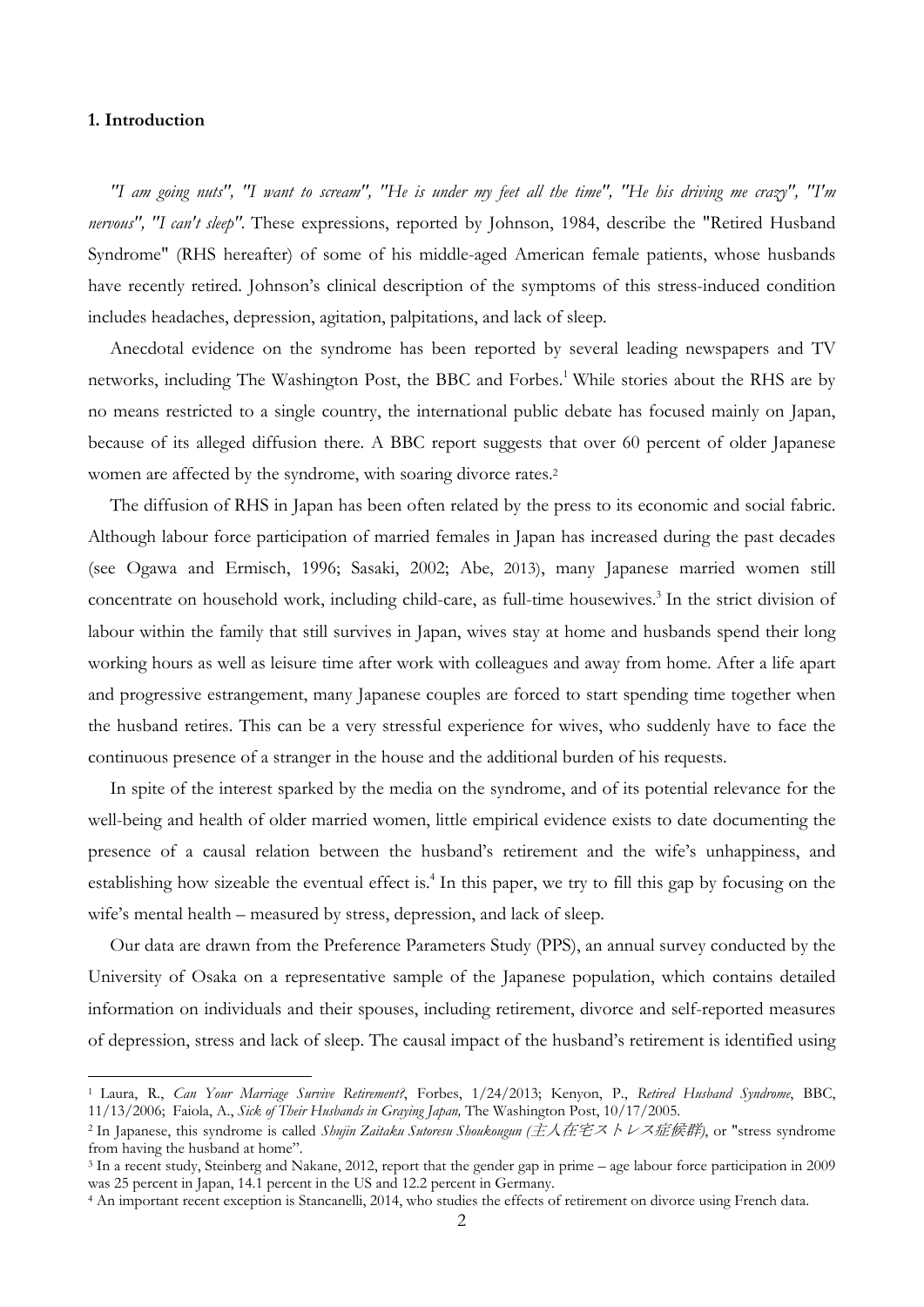**1. Introduction**

*"I am going nuts", "I want to scream", "He is under my feet all the time", "He his driving me crazy", "I'm nervous", "I can't sleep".* These expressions, reported by Johnson, 1984, describe the "Retired Husband Syndrome" (RHS hereafter) of some of his middle-aged American female patients, whose husbands have recently retired. Johnson's clinical description of the symptoms of this stress-induced condition includes headaches, depression, agitation, palpitations, and lack of sleep.

Anecdotal evidence on the syndrome has been reported by several leading newspapers and TV networks, including The Washington Post, the BBC and Forbes.[1] While stories about the RHS are by no means restricted to a single country, the international public debate has focused mainly on Japan, because of its alleged diffusion there. A BBC report suggests that over 60 percent of older Japanese women are affected by the syndrome, with soaring divorce rates.[2]

The diffusion of RHS in Japan has been often related by the press to its economic and social fabric. Although labour force participation of married females in Japan has increased during the past decades (see Ogawa and Ermisch, 1996; Sasaki, 2002; Abe, 2013), many Japanese married women still concentrate on household work, including child-care, as full-time housewives.[3] In the strict division of labour within the family that still survives in Japan, wives stay at home and husbands spend their long working hours as well as leisure time after work with colleagues and away from home. After a life apart and progressive estrangement, many Japanese couples are forced to start spending time together when the husband retires. This can be a very stressful experience for wives, who suddenly have to face the continuous presence of a stranger in the house and the additional burden of his requests.

In spite of the interest sparked by the media on the syndrome, and of its potential relevance for the well-being and health of older married women, little empirical evidence exists to date documenting the presence of a causal relation between the husband's retirement and the wife's unhappiness, and establishing how sizeable the eventual effect is.[4] In this paper, we try to fill this gap by focusing on the wife's mental health – measured by stress, depression, and lack of sleep.

Our data are drawn from the Preference Parameters Study (PPS), an annual survey conducted by the University of Osaka on a representative sample of the Japanese population, which contains detailed information on individuals and their spouses, including retirement, divorce and self-reported measures of depression, stress and lack of sleep. The causal impact of the husband's retirement is identified using

---

[1] Laura, R., *Can Your Marriage Survive Retirement?*, Forbes, 1/24/2013; Kenyon, P., *Retired Husband Syndrome*, BBC, 11/13/2006; Faiola, A., *Sick of Their Husbands in Graying Japan,* The Washington Post, 10/17/2005.

[2] In Japanese, this syndrome is called *Shujin Zaitaku Sutoresu Shoukougun (主人在宅ストレス症候群)*, or "stress syndrome from having the husband at home".

[3] In a recent study, Steinberg and Nakane, 2012, report that the gender gap in prime – age labour force participation in 2009 was 25 percent in Japan, 14.1 percent in the US and 12.2 percent in Germany.

[4] An important recent exception is Stancanelli, 2014, who studies the effects of retirement on divorce using French data.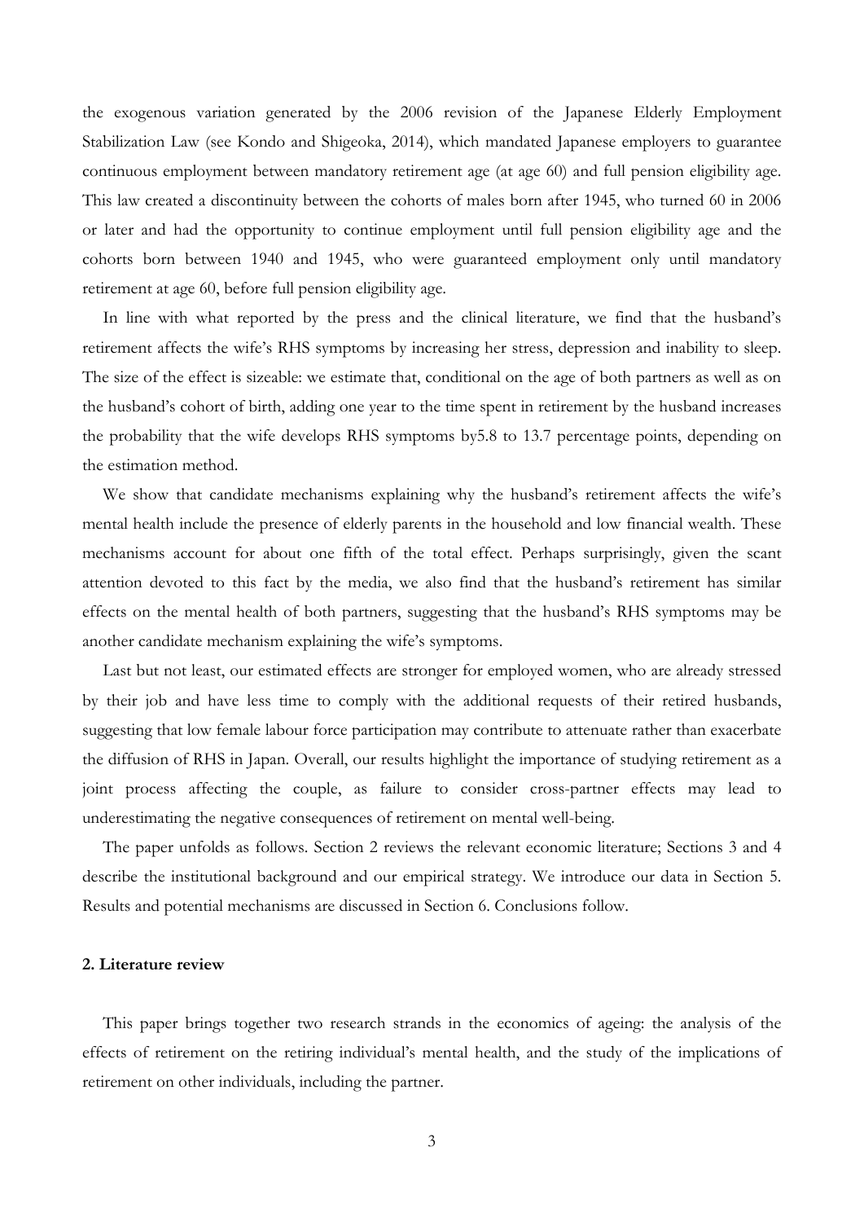the exogenous variation generated by the 2006 revision of the Japanese Elderly Employment Stabilization Law (see Kondo and Shigeoka, 2014), which mandated Japanese employers to guarantee continuous employment between mandatory retirement age (at age 60) and full pension eligibility age. This law created a discontinuity between the cohorts of males born after 1945, who turned 60 in 2006 or later and had the opportunity to continue employment until full pension eligibility age and the cohorts born between 1940 and 1945, who were guaranteed employment only until mandatory retirement at age 60, before full pension eligibility age.

In line with what reported by the press and the clinical literature, we find that the husband's retirement affects the wife's RHS symptoms by increasing her stress, depression and inability to sleep. The size of the effect is sizeable: we estimate that, conditional on the age of both partners as well as on the husband's cohort of birth, adding one year to the time spent in retirement by the husband increases the probability that the wife develops RHS symptoms by5.8 to 13.7 percentage points, depending on the estimation method.

We show that candidate mechanisms explaining why the husband's retirement affects the wife's mental health include the presence of elderly parents in the household and low financial wealth. These mechanisms account for about one fifth of the total effect. Perhaps surprisingly, given the scant attention devoted to this fact by the media, we also find that the husband's retirement has similar effects on the mental health of both partners, suggesting that the husband's RHS symptoms may be another candidate mechanism explaining the wife's symptoms.

Last but not least, our estimated effects are stronger for employed women, who are already stressed by their job and have less time to comply with the additional requests of their retired husbands, suggesting that low female labour force participation may contribute to attenuate rather than exacerbate the diffusion of RHS in Japan. Overall, our results highlight the importance of studying retirement as a joint process affecting the couple, as failure to consider cross-partner effects may lead to underestimating the negative consequences of retirement on mental well-being.

The paper unfolds as follows. Section 2 reviews the relevant economic literature; Sections 3 and 4 describe the institutional background and our empirical strategy. We introduce our data in Section 5. Results and potential mechanisms are discussed in Section 6. Conclusions follow.

## 2. Literature review

This paper brings together two research strands in the economics of ageing: the analysis of the effects of retirement on the retiring individual's mental health, and the study of the implications of retirement on other individuals, including the partner.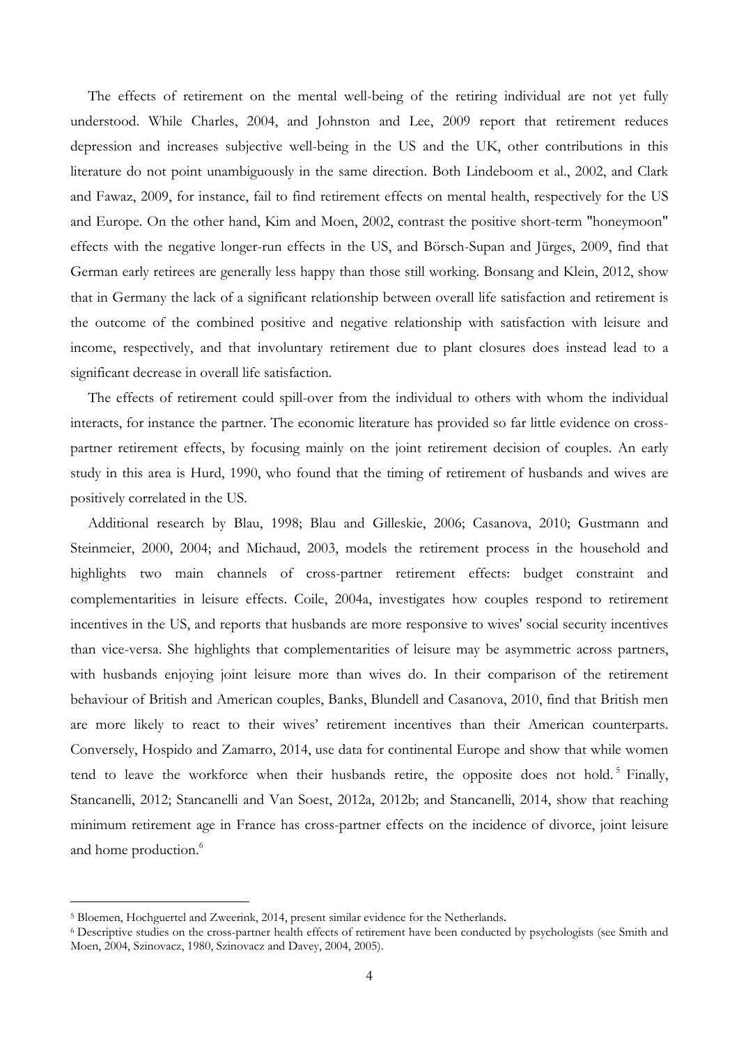The effects of retirement on the mental well-being of the retiring individual are not yet fully understood. While Charles, 2004, and Johnston and Lee, 2009 report that retirement reduces depression and increases subjective well-being in the US and the UK, other contributions in this literature do not point unambiguously in the same direction. Both Lindeboom et al., 2002, and Clark and Fawaz, 2009, for instance, fail to find retirement effects on mental health, respectively for the US and Europe. On the other hand, Kim and Moen, 2002, contrast the positive short-term "honeymoon" effects with the negative longer-run effects in the US, and Börsch-Supan and Jürges, 2009, find that German early retirees are generally less happy than those still working. Bonsang and Klein, 2012, show that in Germany the lack of a significant relationship between overall life satisfaction and retirement is the outcome of the combined positive and negative relationship with satisfaction with leisure and income, respectively, and that involuntary retirement due to plant closures does instead lead to a significant decrease in overall life satisfaction.

The effects of retirement could spill-over from the individual to others with whom the individual interacts, for instance the partner. The economic literature has provided so far little evidence on cross-partner retirement effects, by focusing mainly on the joint retirement decision of couples. An early study in this area is Hurd, 1990, who found that the timing of retirement of husbands and wives are positively correlated in the US.

Additional research by Blau, 1998; Blau and Gilleskie, 2006; Casanova, 2010; Gustmann and Steinmeier, 2000, 2004; and Michaud, 2003, models the retirement process in the household and highlights two main channels of cross-partner retirement effects: budget constraint and complementarities in leisure effects. Coile, 2004a, investigates how couples respond to retirement incentives in the US, and reports that husbands are more responsive to wives' social security incentives than vice-versa. She highlights that complementarities of leisure may be asymmetric across partners, with husbands enjoying joint leisure more than wives do. In their comparison of the retirement behaviour of British and American couples, Banks, Blundell and Casanova, 2010, find that British men are more likely to react to their wives' retirement incentives than their American counterparts. Conversely, Hospido and Zamarro, 2014, use data for continental Europe and show that while women tend to leave the workforce when their husbands retire, the opposite does not hold.[5] Finally, Stancanelli, 2012; Stancanelli and Van Soest, 2012a, 2012b; and Stancanelli, 2014, show that reaching minimum retirement age in France has cross-partner effects on the incidence of divorce, joint leisure and home production.[6]

[5] Bloemen, Hochguertel and Zweerink, 2014, present similar evidence for the Netherlands.

[6] Descriptive studies on the cross-partner health effects of retirement have been conducted by psychologists (see Smith and Moen, 2004, Szinovacz, 1980, Szinovacz and Davey, 2004, 2005).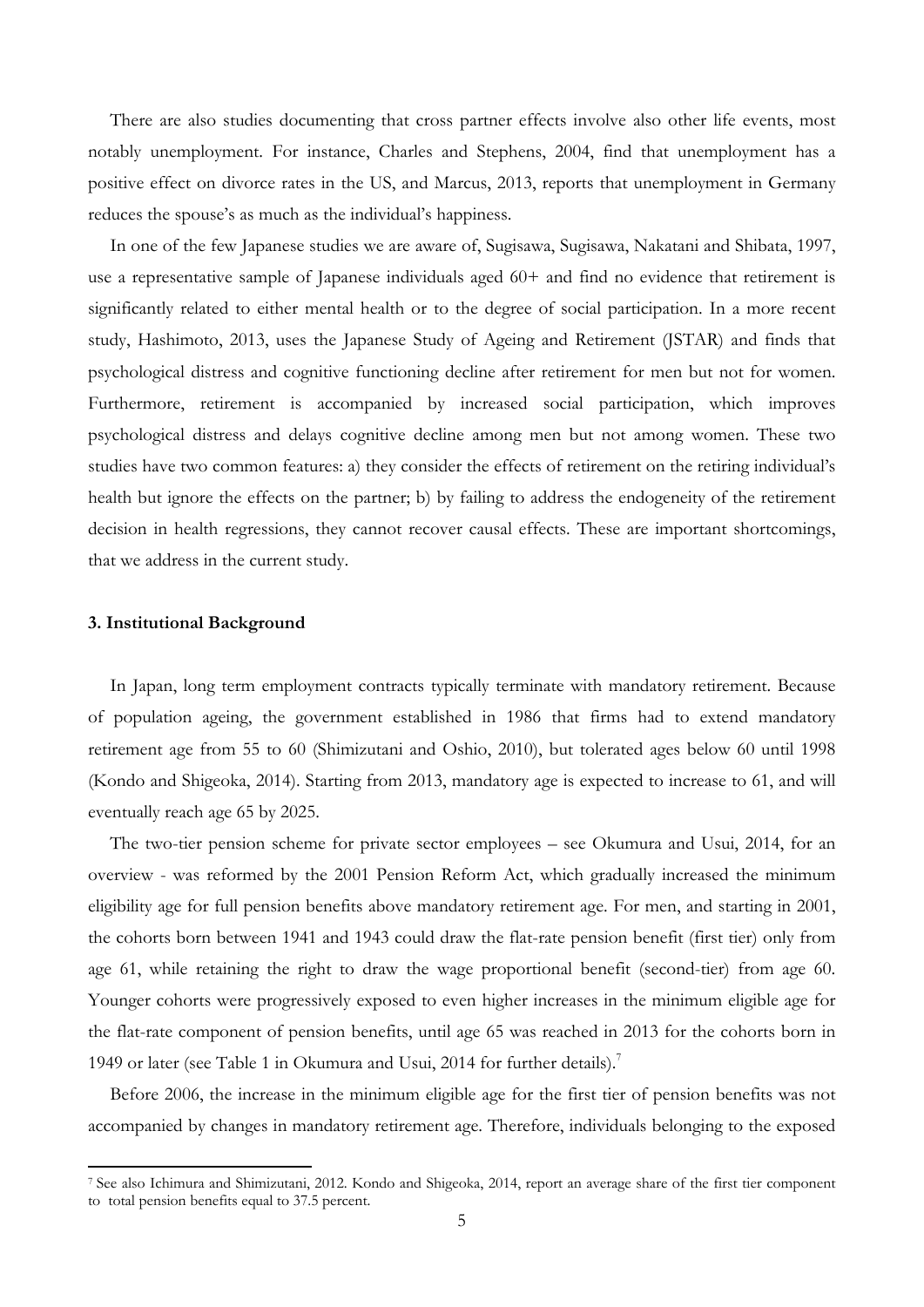There are also studies documenting that cross partner effects involve also other life events, most notably unemployment. For instance, Charles and Stephens, 2004, find that unemployment has a positive effect on divorce rates in the US, and Marcus, 2013, reports that unemployment in Germany reduces the spouse's as much as the individual's happiness.

In one of the few Japanese studies we are aware of, Sugisawa, Sugisawa, Nakatani and Shibata, 1997, use a representative sample of Japanese individuals aged 60+ and find no evidence that retirement is significantly related to either mental health or to the degree of social participation. In a more recent study, Hashimoto, 2013, uses the Japanese Study of Ageing and Retirement (JSTAR) and finds that psychological distress and cognitive functioning decline after retirement for men but not for women. Furthermore, retirement is accompanied by increased social participation, which improves psychological distress and delays cognitive decline among men but not among women. These two studies have two common features: a) they consider the effects of retirement on the retiring individual's health but ignore the effects on the partner; b) by failing to address the endogeneity of the retirement decision in health regressions, they cannot recover causal effects. These are important shortcomings, that we address in the current study.

### 3. Institutional Background

In Japan, long term employment contracts typically terminate with mandatory retirement. Because of population ageing, the government established in 1986 that firms had to extend mandatory retirement age from 55 to 60 (Shimizutani and Oshio, 2010), but tolerated ages below 60 until 1998 (Kondo and Shigeoka, 2014). Starting from 2013, mandatory age is expected to increase to 61, and will eventually reach age 65 by 2025.

The two-tier pension scheme for private sector employees – see Okumura and Usui, 2014, for an overview - was reformed by the 2001 Pension Reform Act, which gradually increased the minimum eligibility age for full pension benefits above mandatory retirement age. For men, and starting in 2001, the cohorts born between 1941 and 1943 could draw the flat-rate pension benefit (first tier) only from age 61, while retaining the right to draw the wage proportional benefit (second-tier) from age 60. Younger cohorts were progressively exposed to even higher increases in the minimum eligible age for the flat-rate component of pension benefits, until age 65 was reached in 2013 for the cohorts born in 1949 or later (see Table 1 in Okumura and Usui, 2014 for further details).[7]

Before 2006, the increase in the minimum eligible age for the first tier of pension benefits was not accompanied by changes in mandatory retirement age. Therefore, individuals belonging to the exposed

[7] See also Ichimura and Shimizutani, 2012. Kondo and Shigeoka, 2014, report an average share of the first tier component to total pension benefits equal to 37.5 percent.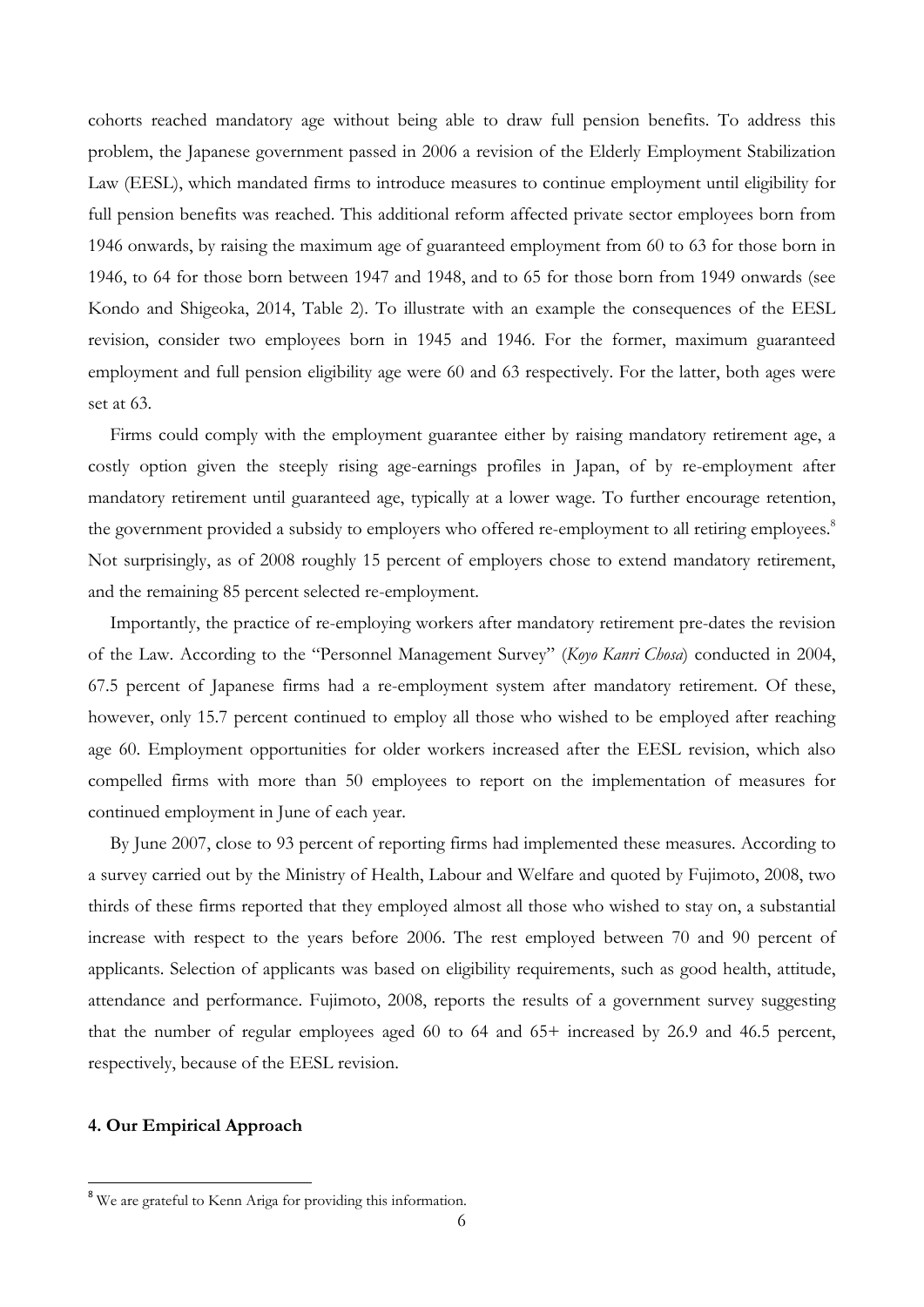cohorts reached mandatory age without being able to draw full pension benefits. To address this problem, the Japanese government passed in 2006 a revision of the Elderly Employment Stabilization Law (EESL), which mandated firms to introduce measures to continue employment until eligibility for full pension benefits was reached. This additional reform affected private sector employees born from 1946 onwards, by raising the maximum age of guaranteed employment from 60 to 63 for those born in 1946, to 64 for those born between 1947 and 1948, and to 65 for those born from 1949 onwards (see Kondo and Shigeoka, 2014, Table 2). To illustrate with an example the consequences of the EESL revision, consider two employees born in 1945 and 1946. For the former, maximum guaranteed employment and full pension eligibility age were 60 and 63 respectively. For the latter, both ages were set at 63.

Firms could comply with the employment guarantee either by raising mandatory retirement age, a costly option given the steeply rising age-earnings profiles in Japan, of by re-employment after mandatory retirement until guaranteed age, typically at a lower wage. To further encourage retention, the government provided a subsidy to employers who offered re-employment to all retiring employees.[8] Not surprisingly, as of 2008 roughly 15 percent of employers chose to extend mandatory retirement, and the remaining 85 percent selected re-employment.

Importantly, the practice of re-employing workers after mandatory retirement pre-dates the revision of the Law. According to the "Personnel Management Survey" (*Koyo Kanri Chosa*) conducted in 2004, 67.5 percent of Japanese firms had a re-employment system after mandatory retirement. Of these, however, only 15.7 percent continued to employ all those who wished to be employed after reaching age 60. Employment opportunities for older workers increased after the EESL revision, which also compelled firms with more than 50 employees to report on the implementation of measures for continued employment in June of each year.

By June 2007, close to 93 percent of reporting firms had implemented these measures. According to a survey carried out by the Ministry of Health, Labour and Welfare and quoted by Fujimoto, 2008, two thirds of these firms reported that they employed almost all those who wished to stay on, a substantial increase with respect to the years before 2006. The rest employed between 70 and 90 percent of applicants. Selection of applicants was based on eligibility requirements, such as good health, attitude, attendance and performance. Fujimoto, 2008, reports the results of a government survey suggesting that the number of regular employees aged 60 to 64 and 65+ increased by 26.9 and 46.5 percent, respectively, because of the EESL revision.

## 4. Our Empirical Approach

---

[8] We are grateful to Kenn Ariga for providing this information.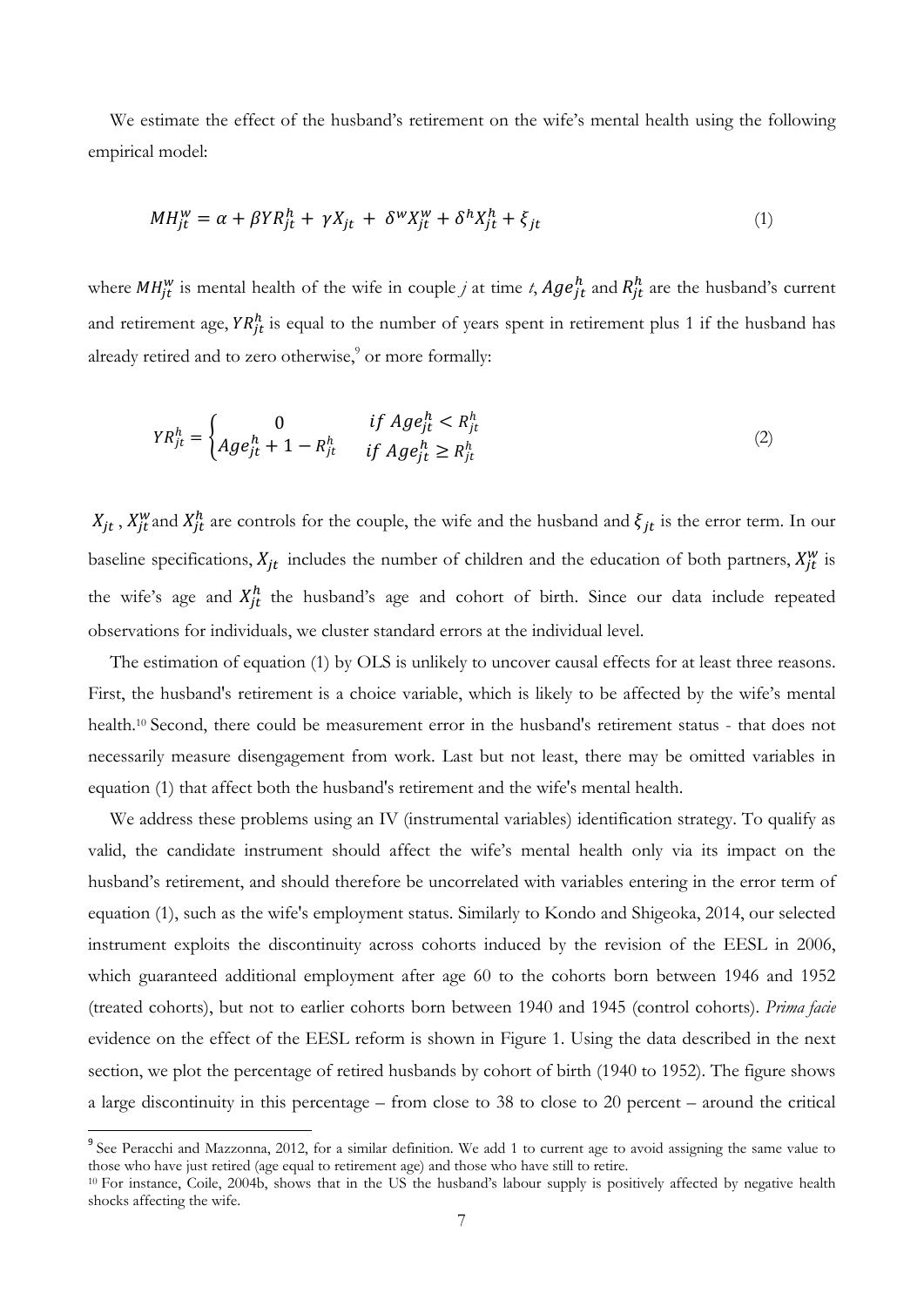We estimate the effect of the husband's retirement on the wife's mental health using the following empirical model:

$$MH_{jt}^{w} = \alpha + \beta YR_{jt}^{h} + \gamma X_{jt} + \delta^{w} X_{jt}^{w} + \delta^{h} X_{jt}^{h} + \xi_{jt} \tag{1}$$

where $MH_{jt}^{w}$ is mental health of the wife in couple *j* at time *t*, $Age_{jt}^{h}$ and $R_{jt}^{h}$ are the husband's current and retirement age, $YR_{jt}^{h}$ is equal to the number of years spent in retirement plus 1 if the husband has already retired and to zero otherwise,[9] or more formally:

$$YR_{jt}^{h} = \begin{cases} 0 & \text{if } Age_{jt}^{h} < R_{jt}^{h} \\ Age_{jt}^{h} + 1 - R_{jt}^{h} & \text{if } Age_{jt}^{h} \geq R_{jt}^{h} \end{cases} \tag{2}$$

$X_{jt}$, $X_{jt}^{w}$ and $X_{jt}^{h}$ are controls for the couple, the wife and the husband and $\xi_{jt}$ is the error term. In our baseline specifications, $X_{jt}$ includes the number of children and the education of both partners, $X_{jt}^{w}$ is the wife's age and $X_{jt}^{h}$ the husband's age and cohort of birth. Since our data include repeated observations for individuals, we cluster standard errors at the individual level.

The estimation of equation (1) by OLS is unlikely to uncover causal effects for at least three reasons. First, the husband's retirement is a choice variable, which is likely to be affected by the wife's mental health.[10] Second, there could be measurement error in the husband's retirement status - that does not necessarily measure disengagement from work. Last but not least, there may be omitted variables in equation (1) that affect both the husband's retirement and the wife's mental health.

We address these problems using an IV (instrumental variables) identification strategy. To qualify as valid, the candidate instrument should affect the wife's mental health only via its impact on the husband's retirement, and should therefore be uncorrelated with variables entering in the error term of equation (1), such as the wife's employment status. Similarly to Kondo and Shigeoka, 2014, our selected instrument exploits the discontinuity across cohorts induced by the revision of the EESL in 2006, which guaranteed additional employment after age 60 to the cohorts born between 1946 and 1952 (treated cohorts), but not to earlier cohorts born between 1940 and 1945 (control cohorts). *Prima facie* evidence on the effect of the EESL reform is shown in Figure 1. Using the data described in the next section, we plot the percentage of retired husbands by cohort of birth (1940 to 1952). The figure shows a large discontinuity in this percentage – from close to 38 to close to 20 percent – around the critical

---

[9] See Peracchi and Mazzonna, 2012, for a similar definition. We add 1 to current age to avoid assigning the same value to those who have just retired (age equal to retirement age) and those who have still to retire.

[10] For instance, Coile, 2004b, shows that in the US the husband's labour supply is positively affected by negative health shocks affecting the wife.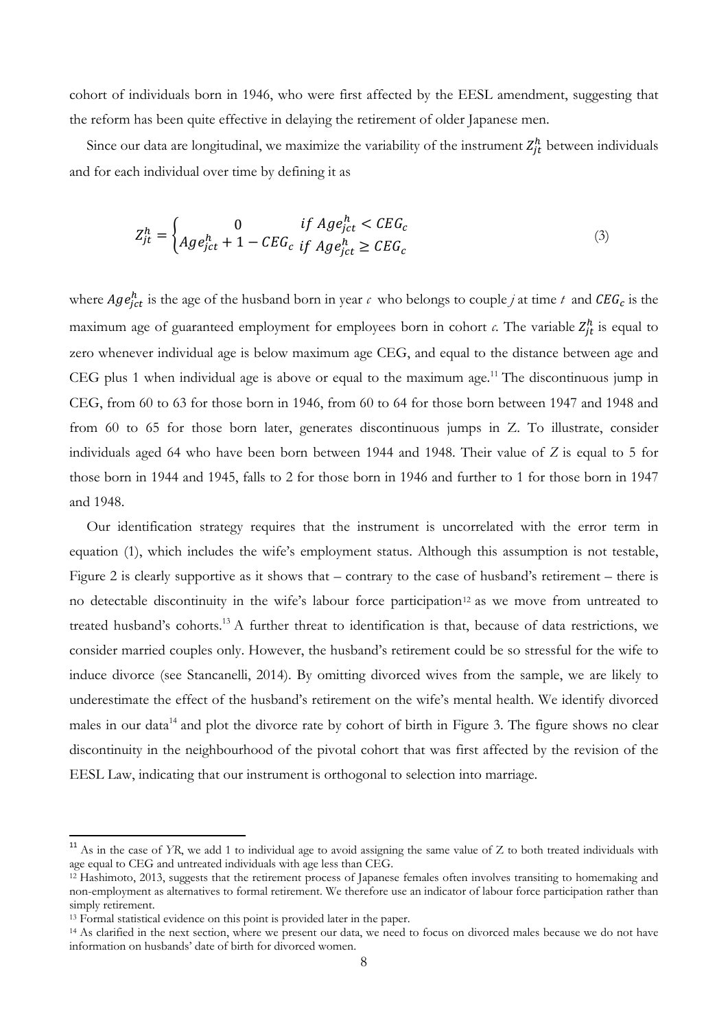cohort of individuals born in 1946, who were first affected by the EESL amendment, suggesting that the reform has been quite effective in delaying the retirement of older Japanese men.

Since our data are longitudinal, we maximize the variability of the instrument $Z_{jt}^h$ between individuals and for each individual over time by defining it as

$$Z_{jt}^h = \begin{cases} 0 & if\ Age_{jct}^h < CEG_c \\ Age_{jct}^h + 1 - CEG_c & if\ Age_{jct}^h \geq CEG_c \end{cases} \tag{3}$$

where $Age_{jct}^h$ is the age of the husband born in year *c* who belongs to couple *j* at time *t* and $CEG_c$ is the maximum age of guaranteed employment for employees born in cohort *c*. The variable $Z_{jt}^h$ is equal to zero whenever individual age is below maximum age CEG, and equal to the distance between age and CEG plus 1 when individual age is above or equal to the maximum age.[11] The discontinuous jump in CEG, from 60 to 63 for those born in 1946, from 60 to 64 for those born between 1947 and 1948 and from 60 to 65 for those born later, generates discontinuous jumps in Z. To illustrate, consider individuals aged 64 who have been born between 1944 and 1948. Their value of *Z* is equal to 5 for those born in 1944 and 1945, falls to 2 for those born in 1946 and further to 1 for those born in 1947 and 1948.

Our identification strategy requires that the instrument is uncorrelated with the error term in equation (1), which includes the wife's employment status. Although this assumption is not testable, Figure 2 is clearly supportive as it shows that – contrary to the case of husband's retirement – there is no detectable discontinuity in the wife's labour force participation[12] as we move from untreated to treated husband's cohorts.[13] A further threat to identification is that, because of data restrictions, we consider married couples only. However, the husband's retirement could be so stressful for the wife to induce divorce (see Stancanelli, 2014). By omitting divorced wives from the sample, we are likely to underestimate the effect of the husband's retirement on the wife's mental health. We identify divorced males in our data[14] and plot the divorce rate by cohort of birth in Figure 3. The figure shows no clear discontinuity in the neighbourhood of the pivotal cohort that was first affected by the revision of the EESL Law, indicating that our instrument is orthogonal to selection into marriage.

---

[11] As in the case of *YR*, we add 1 to individual age to avoid assigning the same value of Z to both treated individuals with age equal to CEG and untreated individuals with age less than CEG.

[12] Hashimoto, 2013, suggests that the retirement process of Japanese females often involves transiting to homemaking and non-employment as alternatives to formal retirement. We therefore use an indicator of labour force participation rather than simply retirement.

[13] Formal statistical evidence on this point is provided later in the paper.

[14] As clarified in the next section, where we present our data, we need to focus on divorced males because we do not have information on husbands' date of birth for divorced women.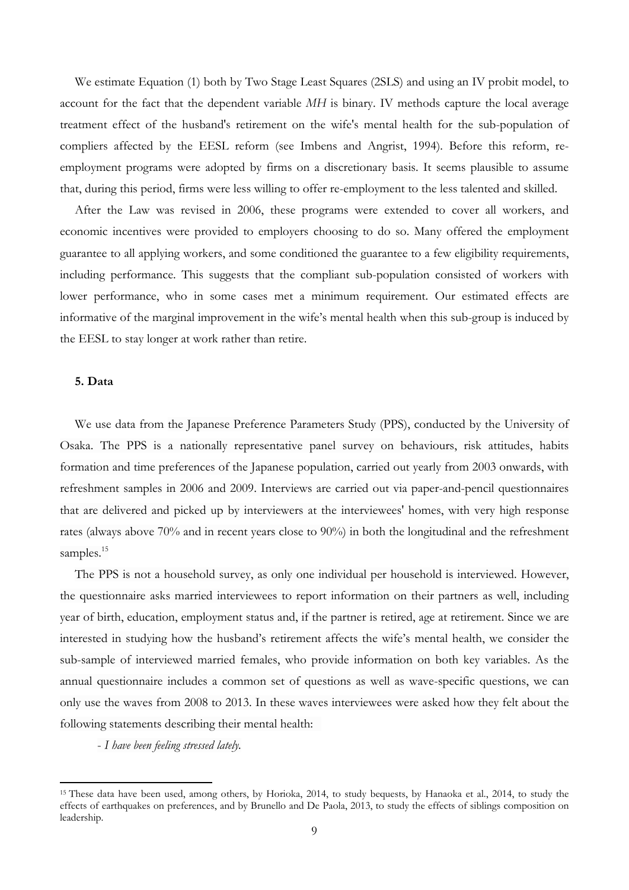We estimate Equation (1) both by Two Stage Least Squares (2SLS) and using an IV probit model, to account for the fact that the dependent variable *MH* is binary. IV methods capture the local average treatment effect of the husband's retirement on the wife's mental health for the sub-population of compliers affected by the EESL reform (see Imbens and Angrist, 1994). Before this reform, re-employment programs were adopted by firms on a discretionary basis. It seems plausible to assume that, during this period, firms were less willing to offer re-employment to the less talented and skilled.

After the Law was revised in 2006, these programs were extended to cover all workers, and economic incentives were provided to employers choosing to do so. Many offered the employment guarantee to all applying workers, and some conditioned the guarantee to a few eligibility requirements, including performance. This suggests that the compliant sub-population consisted of workers with lower performance, who in some cases met a minimum requirement. Our estimated effects are informative of the marginal improvement in the wife's mental health when this sub-group is induced by the EESL to stay longer at work rather than retire.

## 5. Data

We use data from the Japanese Preference Parameters Study (PPS), conducted by the University of Osaka. The PPS is a nationally representative panel survey on behaviours, risk attitudes, habits formation and time preferences of the Japanese population, carried out yearly from 2003 onwards, with refreshment samples in 2006 and 2009. Interviews are carried out via paper-and-pencil questionnaires that are delivered and picked up by interviewers at the interviewees' homes, with very high response rates (always above 70% and in recent years close to 90%) in both the longitudinal and the refreshment samples.[15]

The PPS is not a household survey, as only one individual per household is interviewed. However, the questionnaire asks married interviewees to report information on their partners as well, including year of birth, education, employment status and, if the partner is retired, age at retirement. Since we are interested in studying how the husband's retirement affects the wife's mental health, we consider the sub-sample of interviewed married females, who provide information on both key variables. As the annual questionnaire includes a common set of questions as well as wave-specific questions, we can only use the waves from 2008 to 2013. In these waves interviewees were asked how they felt about the following statements describing their mental health:

- *I have been feeling stressed lately.*

[15] These data have been used, among others, by Horioka, 2014, to study bequests, by Hanaoka et al., 2014, to study the effects of earthquakes on preferences, and by Brunello and De Paola, 2013, to study the effects of siblings composition on leadership.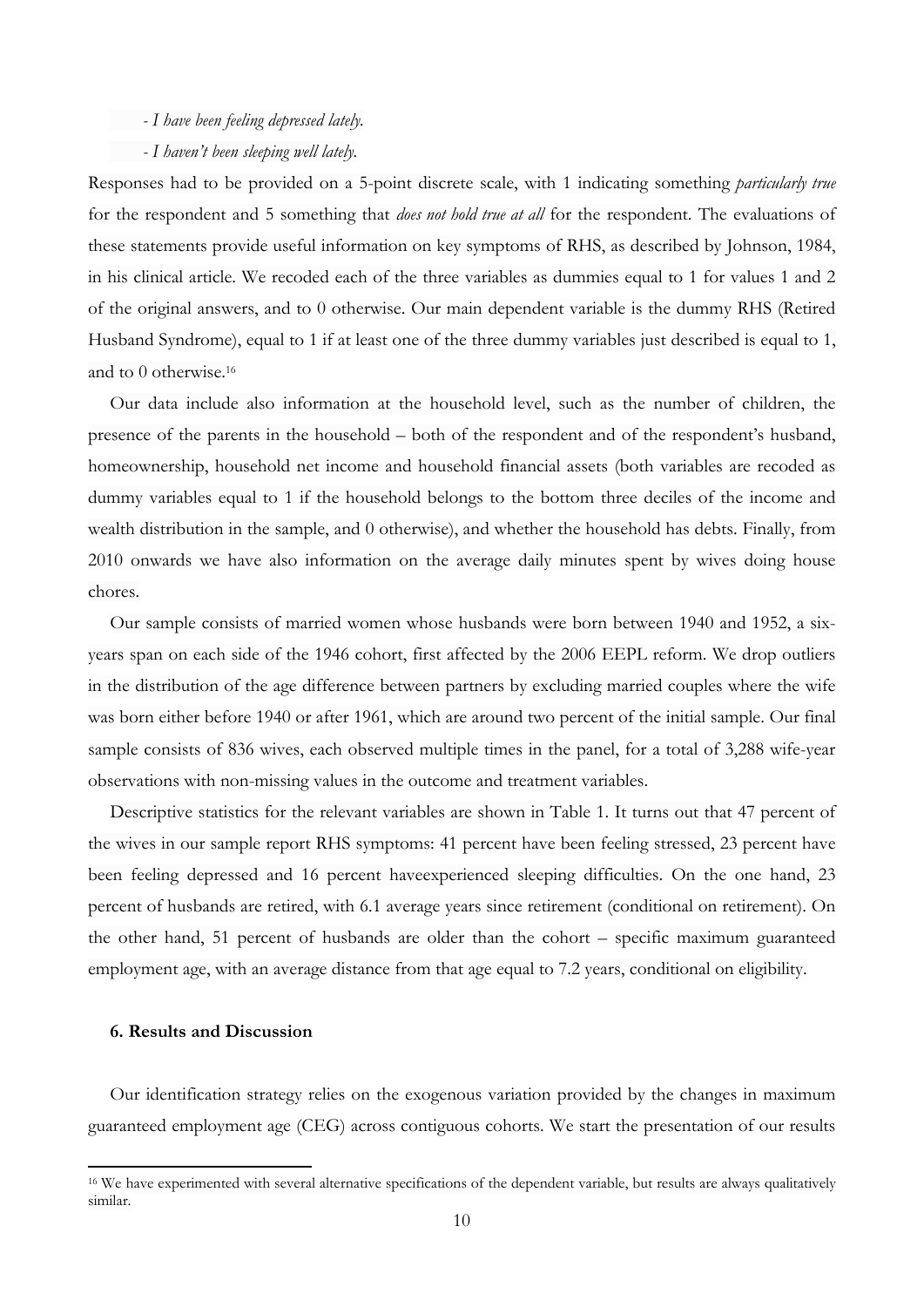*- I have been feeling depressed lately.*

*- I haven't been sleeping well lately.*

Responses had to be provided on a 5-point discrete scale, with 1 indicating something *particularly true* for the respondent and 5 something that *does not hold true at all* for the respondent. The evaluations of these statements provide useful information on key symptoms of RHS, as described by Johnson, 1984, in his clinical article. We recoded each of the three variables as dummies equal to 1 for values 1 and 2 of the original answers, and to 0 otherwise. Our main dependent variable is the dummy RHS (Retired Husband Syndrome), equal to 1 if at least one of the three dummy variables just described is equal to 1, and to 0 otherwise.[16]

Our data include also information at the household level, such as the number of children, the presence of the parents in the household – both of the respondent and of the respondent's husband, homeownership, household net income and household financial assets (both variables are recoded as dummy variables equal to 1 if the household belongs to the bottom three deciles of the income and wealth distribution in the sample, and 0 otherwise), and whether the household has debts. Finally, from 2010 onwards we have also information on the average daily minutes spent by wives doing house chores.

Our sample consists of married women whose husbands were born between 1940 and 1952, a six-years span on each side of the 1946 cohort, first affected by the 2006 EEPL reform. We drop outliers in the distribution of the age difference between partners by excluding married couples where the wife was born either before 1940 or after 1961, which are around two percent of the initial sample. Our final sample consists of 836 wives, each observed multiple times in the panel, for a total of 3,288 wife-year observations with non-missing values in the outcome and treatment variables.

Descriptive statistics for the relevant variables are shown in Table 1. It turns out that 47 percent of the wives in our sample report RHS symptoms: 41 percent have been feeling stressed, 23 percent have been feeling depressed and 16 percent haveexperienced sleeping difficulties. On the one hand, 23 percent of husbands are retired, with 6.1 average years since retirement (conditional on retirement). On the other hand, 51 percent of husbands are older than the cohort – specific maximum guaranteed employment age, with an average distance from that age equal to 7.2 years, conditional on eligibility.

#### 6. Results and Discussion

Our identification strategy relies on the exogenous variation provided by the changes in maximum guaranteed employment age (CEG) across contiguous cohorts. We start the presentation of our results

[16] We have experimented with several alternative specifications of the dependent variable, but results are always qualitatively similar.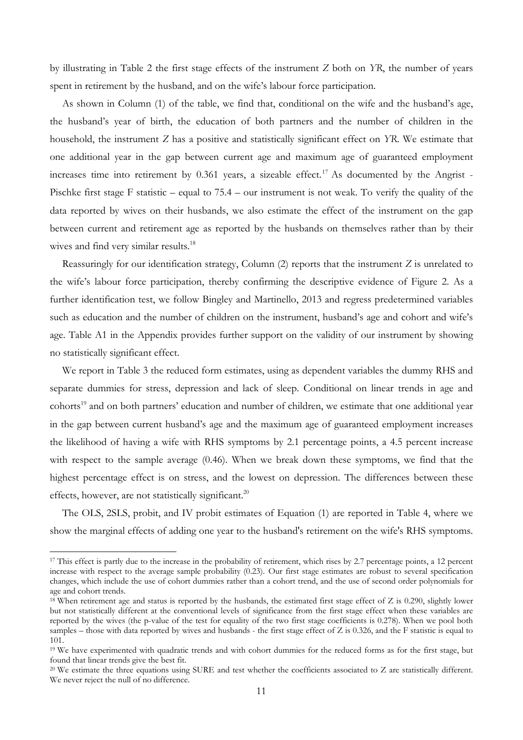by illustrating in Table 2 the first stage effects of the instrument *Z* both on *YR*, the number of years spent in retirement by the husband, and on the wife's labour force participation.

As shown in Column (1) of the table, we find that, conditional on the wife and the husband's age, the husband's year of birth, the education of both partners and the number of children in the household, the instrument *Z* has a positive and statistically significant effect on *YR*. We estimate that one additional year in the gap between current age and maximum age of guaranteed employment increases time into retirement by 0.361 years, a sizeable effect.[17] As documented by the Angrist - Pischke first stage F statistic – equal to 75.4 – our instrument is not weak. To verify the quality of the data reported by wives on their husbands, we also estimate the effect of the instrument on the gap between current and retirement age as reported by the husbands on themselves rather than by their wives and find very similar results.[18]

Reassuringly for our identification strategy, Column (2) reports that the instrument *Z* is unrelated to the wife's labour force participation, thereby confirming the descriptive evidence of Figure 2. As a further identification test, we follow Bingley and Martinello, 2013 and regress predetermined variables such as education and the number of children on the instrument, husband's age and cohort and wife's age. Table A1 in the Appendix provides further support on the validity of our instrument by showing no statistically significant effect.

We report in Table 3 the reduced form estimates, using as dependent variables the dummy RHS and separate dummies for stress, depression and lack of sleep. Conditional on linear trends in age and cohorts[19] and on both partners' education and number of children, we estimate that one additional year in the gap between current husband's age and the maximum age of guaranteed employment increases the likelihood of having a wife with RHS symptoms by 2.1 percentage points, a 4.5 percent increase with respect to the sample average (0.46). When we break down these symptoms, we find that the highest percentage effect is on stress, and the lowest on depression. The differences between these effects, however, are not statistically significant.[20]

The OLS, 2SLS, probit, and IV probit estimates of Equation (1) are reported in Table 4, where we show the marginal effects of adding one year to the husband's retirement on the wife's RHS symptoms.

---

[17] This effect is partly due to the increase in the probability of retirement, which rises by 2.7 percentage points, a 12 percent increase with respect to the average sample probability (0.23). Our first stage estimates are robust to several specification changes, which include the use of cohort dummies rather than a cohort trend, and the use of second order polynomials for age and cohort trends.

[18] When retirement age and status is reported by the husbands, the estimated first stage effect of Z is 0.290, slightly lower but not statistically different at the conventional levels of significance from the first stage effect when these variables are reported by the wives (the p-value of the test for equality of the two first stage coefficients is 0.278). When we pool both samples – those with data reported by wives and husbands - the first stage effect of Z is 0.326, and the F statistic is equal to 101.

[19] We have experimented with quadratic trends and with cohort dummies for the reduced forms as for the first stage, but found that linear trends give the best fit.

[20] We estimate the three equations using SURE and test whether the coefficients associated to Z are statistically different. We never reject the null of no difference.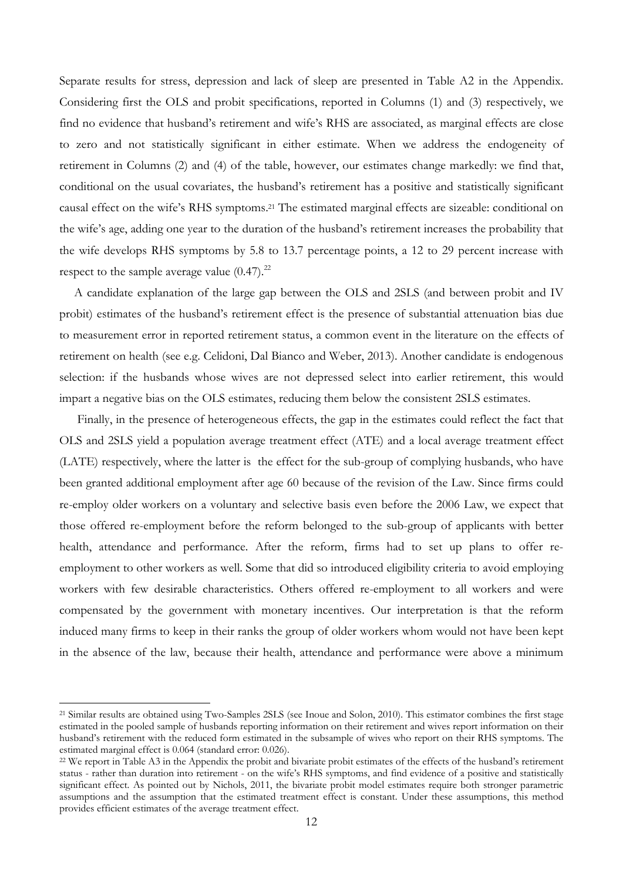Separate results for stress, depression and lack of sleep are presented in Table A2 in the Appendix. Considering first the OLS and probit specifications, reported in Columns (1) and (3) respectively, we find no evidence that husband's retirement and wife's RHS are associated, as marginal effects are close to zero and not statistically significant in either estimate. When we address the endogeneity of retirement in Columns (2) and (4) of the table, however, our estimates change markedly: we find that, conditional on the usual covariates, the husband's retirement has a positive and statistically significant causal effect on the wife's RHS symptoms.[21] The estimated marginal effects are sizeable: conditional on the wife's age, adding one year to the duration of the husband's retirement increases the probability that the wife develops RHS symptoms by 5.8 to 13.7 percentage points, a 12 to 29 percent increase with respect to the sample average value (0.47).[22]

A candidate explanation of the large gap between the OLS and 2SLS (and between probit and IV probit) estimates of the husband's retirement effect is the presence of substantial attenuation bias due to measurement error in reported retirement status, a common event in the literature on the effects of retirement on health (see e.g. Celidoni, Dal Bianco and Weber, 2013). Another candidate is endogenous selection: if the husbands whose wives are not depressed select into earlier retirement, this would impart a negative bias on the OLS estimates, reducing them below the consistent 2SLS estimates.

Finally, in the presence of heterogeneous effects, the gap in the estimates could reflect the fact that OLS and 2SLS yield a population average treatment effect (ATE) and a local average treatment effect (LATE) respectively, where the latter is the effect for the sub-group of complying husbands, who have been granted additional employment after age 60 because of the revision of the Law. Since firms could re-employ older workers on a voluntary and selective basis even before the 2006 Law, we expect that those offered re-employment before the reform belonged to the sub-group of applicants with better health, attendance and performance. After the reform, firms had to set up plans to offer re-employment to other workers as well. Some that did so introduced eligibility criteria to avoid employing workers with few desirable characteristics. Others offered re-employment to all workers and were compensated by the government with monetary incentives. Our interpretation is that the reform induced many firms to keep in their ranks the group of older workers whom would not have been kept in the absence of the law, because their health, attendance and performance were above a minimum

[21] Similar results are obtained using Two-Samples 2SLS (see Inoue and Solon, 2010). This estimator combines the first stage estimated in the pooled sample of husbands reporting information on their retirement and wives report information on their husband's retirement with the reduced form estimated in the subsample of wives who report on their RHS symptoms. The estimated marginal effect is 0.064 (standard error: 0.026).

[22] We report in Table A3 in the Appendix the probit and bivariate probit estimates of the effects of the husband's retirement status - rather than duration into retirement - on the wife's RHS symptoms, and find evidence of a positive and statistically significant effect. As pointed out by Nichols, 2011, the bivariate probit model estimates require both stronger parametric assumptions and the assumption that the estimated treatment effect is constant. Under these assumptions, this method provides efficient estimates of the average treatment effect.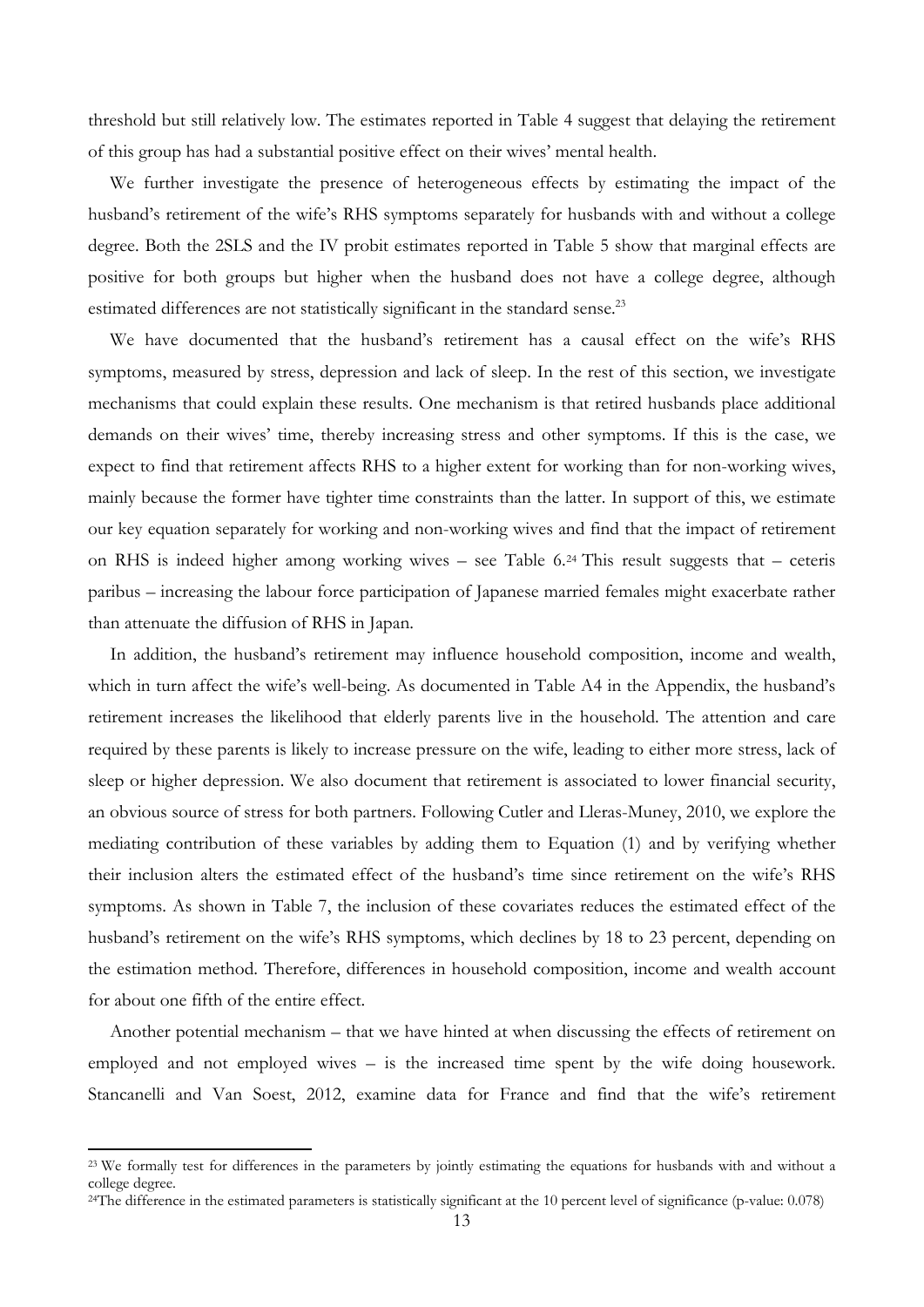threshold but still relatively low. The estimates reported in Table 4 suggest that delaying the retirement of this group has had a substantial positive effect on their wives' mental health.

We further investigate the presence of heterogeneous effects by estimating the impact of the husband's retirement of the wife's RHS symptoms separately for husbands with and without a college degree. Both the 2SLS and the IV probit estimates reported in Table 5 show that marginal effects are positive for both groups but higher when the husband does not have a college degree, although estimated differences are not statistically significant in the standard sense.[23]

We have documented that the husband's retirement has a causal effect on the wife's RHS symptoms, measured by stress, depression and lack of sleep. In the rest of this section, we investigate mechanisms that could explain these results. One mechanism is that retired husbands place additional demands on their wives' time, thereby increasing stress and other symptoms. If this is the case, we expect to find that retirement affects RHS to a higher extent for working than for non-working wives, mainly because the former have tighter time constraints than the latter. In support of this, we estimate our key equation separately for working and non-working wives and find that the impact of retirement on RHS is indeed higher among working wives – see Table 6.[24] This result suggests that – ceteris paribus – increasing the labour force participation of Japanese married females might exacerbate rather than attenuate the diffusion of RHS in Japan.

In addition, the husband's retirement may influence household composition, income and wealth, which in turn affect the wife's well-being. As documented in Table A4 in the Appendix, the husband's retirement increases the likelihood that elderly parents live in the household. The attention and care required by these parents is likely to increase pressure on the wife, leading to either more stress, lack of sleep or higher depression. We also document that retirement is associated to lower financial security, an obvious source of stress for both partners. Following Cutler and Lleras-Muney, 2010, we explore the mediating contribution of these variables by adding them to Equation (1) and by verifying whether their inclusion alters the estimated effect of the husband's time since retirement on the wife's RHS symptoms. As shown in Table 7, the inclusion of these covariates reduces the estimated effect of the husband's retirement on the wife's RHS symptoms, which declines by 18 to 23 percent, depending on the estimation method. Therefore, differences in household composition, income and wealth account for about one fifth of the entire effect.

Another potential mechanism – that we have hinted at when discussing the effects of retirement on employed and not employed wives – is the increased time spent by the wife doing housework. Stancanelli and Van Soest, 2012, examine data for France and find that the wife's retirement

[23] We formally test for differences in the parameters by jointly estimating the equations for husbands with and without a college degree.

[24] The difference in the estimated parameters is statistically significant at the 10 percent level of significance (p-value: 0.078)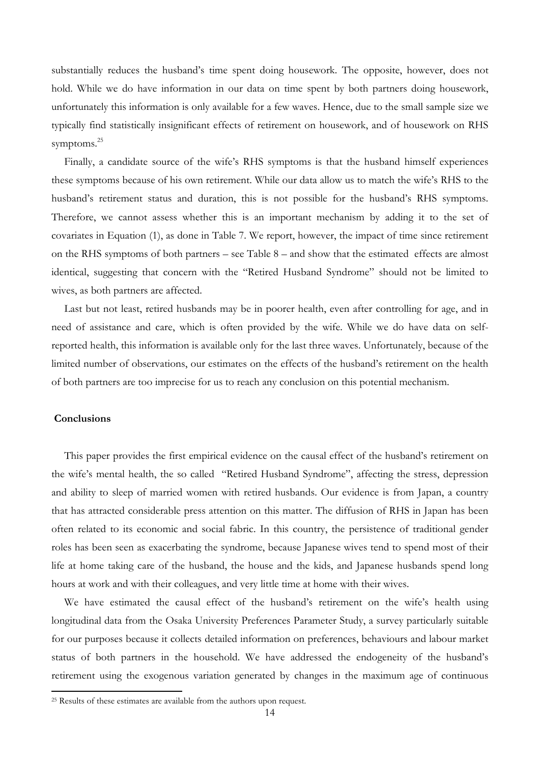substantially reduces the husband's time spent doing housework. The opposite, however, does not hold. While we do have information in our data on time spent by both partners doing housework, unfortunately this information is only available for a few waves. Hence, due to the small sample size we typically find statistically insignificant effects of retirement on housework, and of housework on RHS symptoms.[25]

Finally, a candidate source of the wife's RHS symptoms is that the husband himself experiences these symptoms because of his own retirement. While our data allow us to match the wife's RHS to the husband's retirement status and duration, this is not possible for the husband's RHS symptoms. Therefore, we cannot assess whether this is an important mechanism by adding it to the set of covariates in Equation (1), as done in Table 7. We report, however, the impact of time since retirement on the RHS symptoms of both partners – see Table 8 – and show that the estimated effects are almost identical, suggesting that concern with the "Retired Husband Syndrome" should not be limited to wives, as both partners are affected.

Last but not least, retired husbands may be in poorer health, even after controlling for age, and in need of assistance and care, which is often provided by the wife. While we do have data on self-reported health, this information is available only for the last three waves. Unfortunately, because of the limited number of observations, our estimates on the effects of the husband's retirement on the health of both partners are too imprecise for us to reach any conclusion on this potential mechanism.

## Conclusions

This paper provides the first empirical evidence on the causal effect of the husband's retirement on the wife's mental health, the so called "Retired Husband Syndrome", affecting the stress, depression and ability to sleep of married women with retired husbands. Our evidence is from Japan, a country that has attracted considerable press attention on this matter. The diffusion of RHS in Japan has been often related to its economic and social fabric. In this country, the persistence of traditional gender roles has been seen as exacerbating the syndrome, because Japanese wives tend to spend most of their life at home taking care of the husband, the house and the kids, and Japanese husbands spend long hours at work and with their colleagues, and very little time at home with their wives.

We have estimated the causal effect of the husband's retirement on the wife's health using longitudinal data from the Osaka University Preferences Parameter Study, a survey particularly suitable for our purposes because it collects detailed information on preferences, behaviours and labour market status of both partners in the household. We have addressed the endogeneity of the husband's retirement using the exogenous variation generated by changes in the maximum age of continuous

[25] Results of these estimates are available from the authors upon request.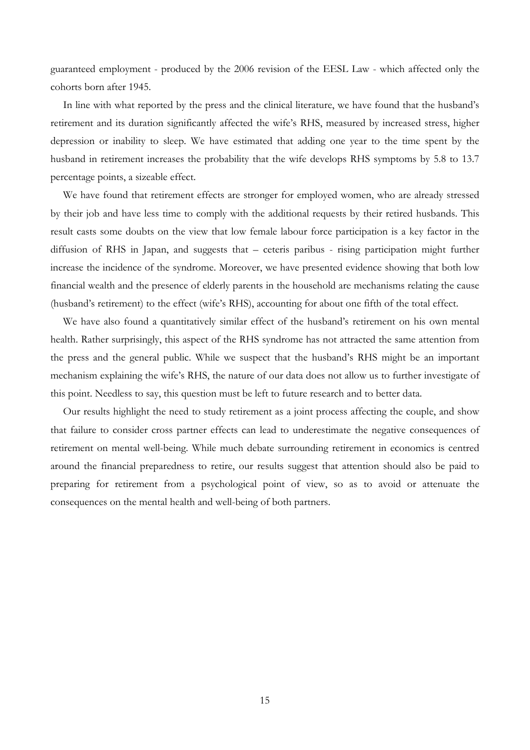guaranteed employment - produced by the 2006 revision of the EESL Law - which affected only the cohorts born after 1945.

In line with what reported by the press and the clinical literature, we have found that the husband's retirement and its duration significantly affected the wife's RHS, measured by increased stress, higher depression or inability to sleep. We have estimated that adding one year to the time spent by the husband in retirement increases the probability that the wife develops RHS symptoms by 5.8 to 13.7 percentage points, a sizeable effect.

We have found that retirement effects are stronger for employed women, who are already stressed by their job and have less time to comply with the additional requests by their retired husbands. This result casts some doubts on the view that low female labour force participation is a key factor in the diffusion of RHS in Japan, and suggests that – ceteris paribus - rising participation might further increase the incidence of the syndrome. Moreover, we have presented evidence showing that both low financial wealth and the presence of elderly parents in the household are mechanisms relating the cause (husband's retirement) to the effect (wife's RHS), accounting for about one fifth of the total effect.

We have also found a quantitatively similar effect of the husband's retirement on his own mental health. Rather surprisingly, this aspect of the RHS syndrome has not attracted the same attention from the press and the general public. While we suspect that the husband's RHS might be an important mechanism explaining the wife's RHS, the nature of our data does not allow us to further investigate of this point. Needless to say, this question must be left to future research and to better data.

Our results highlight the need to study retirement as a joint process affecting the couple, and show that failure to consider cross partner effects can lead to underestimate the negative consequences of retirement on mental well-being. While much debate surrounding retirement in economics is centred around the financial preparedness to retire, our results suggest that attention should also be paid to preparing for retirement from a psychological point of view, so as to avoid or attenuate the consequences on the mental health and well-being of both partners.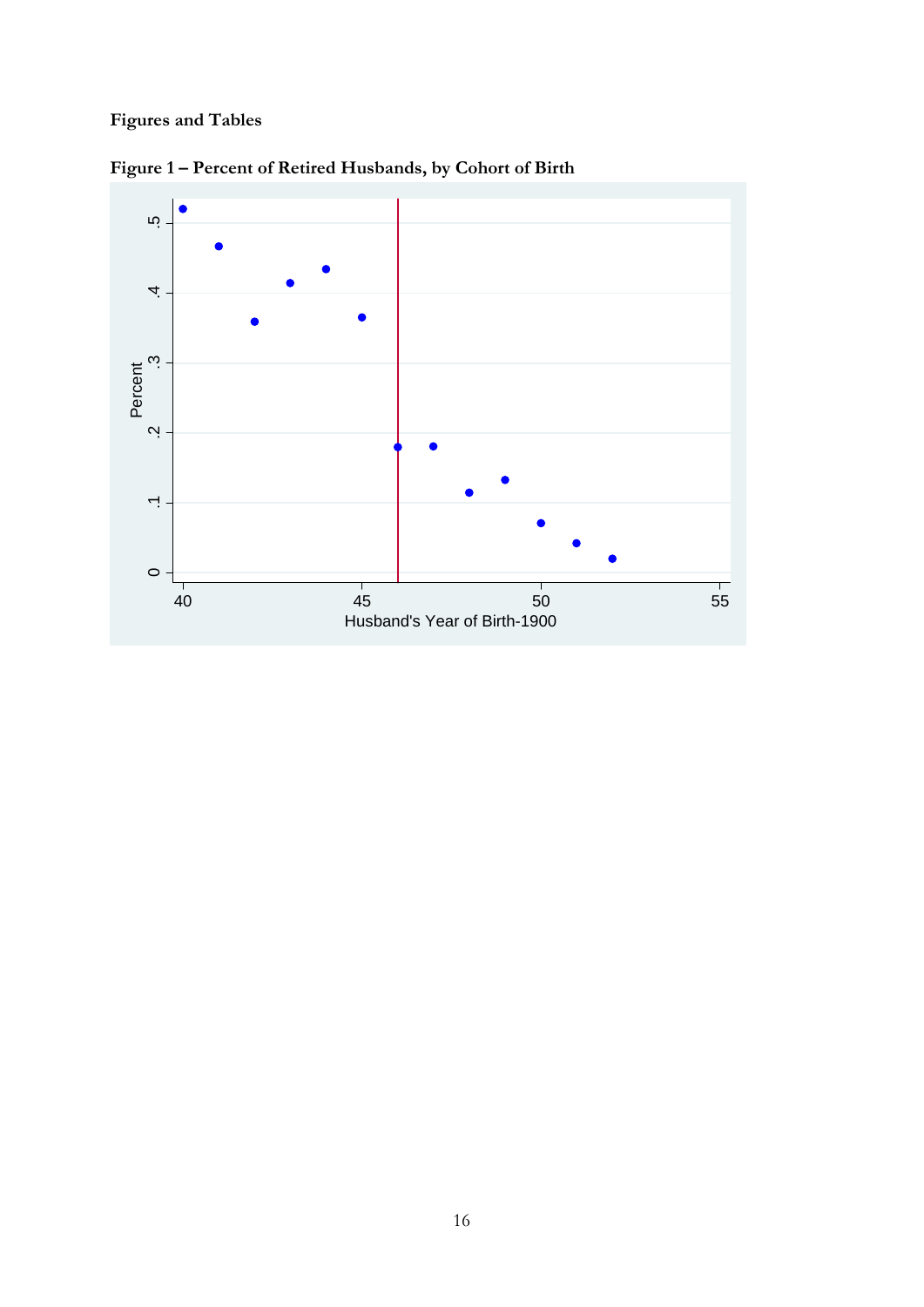**Figures and Tables**

**Figure 1 – Percent of Retired Husbands, by Cohort of Birth**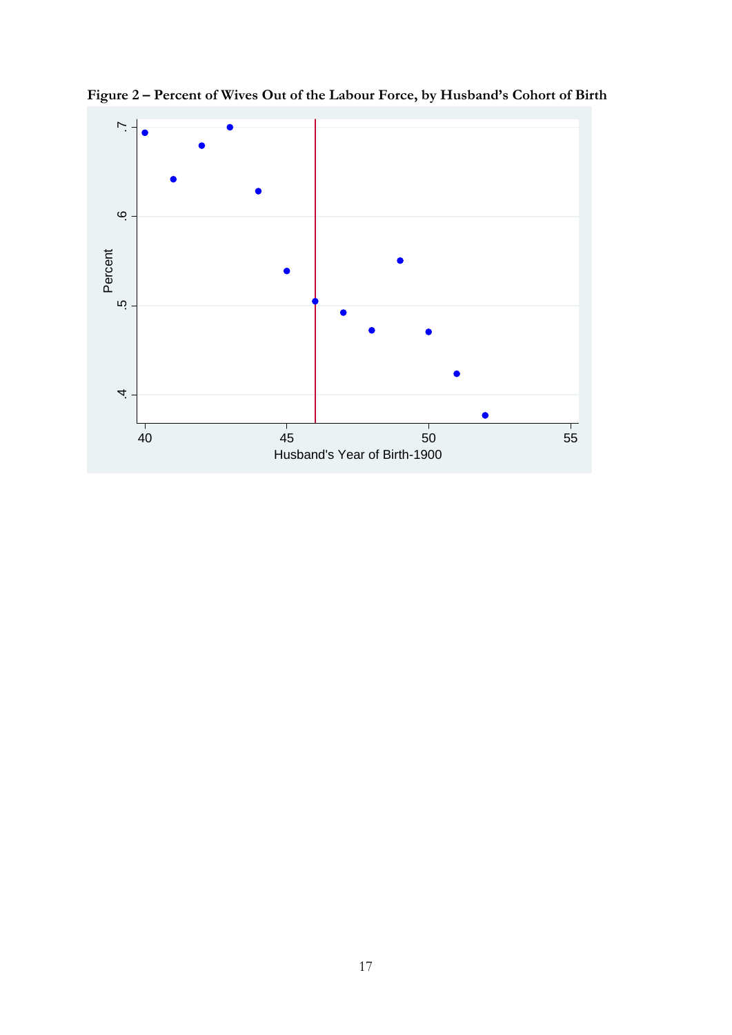**Figure 2 – Percent of Wives Out of the Labour Force, by Husband's Cohort of Birth**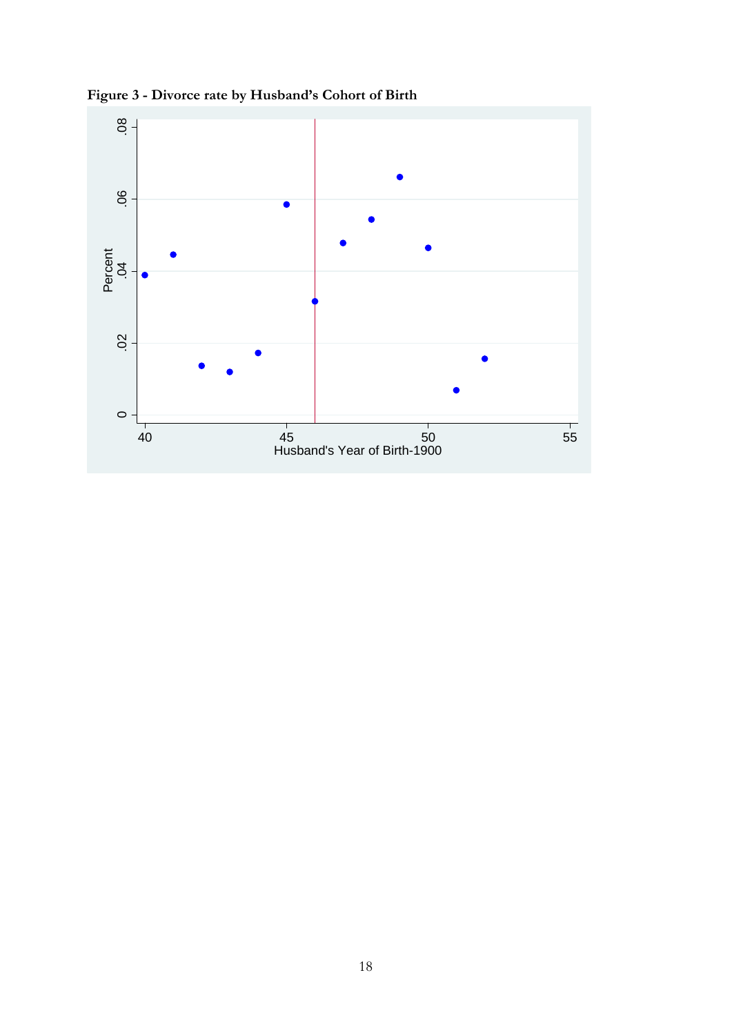**Figure 3 - Divorce rate by Husband's Cohort of Birth**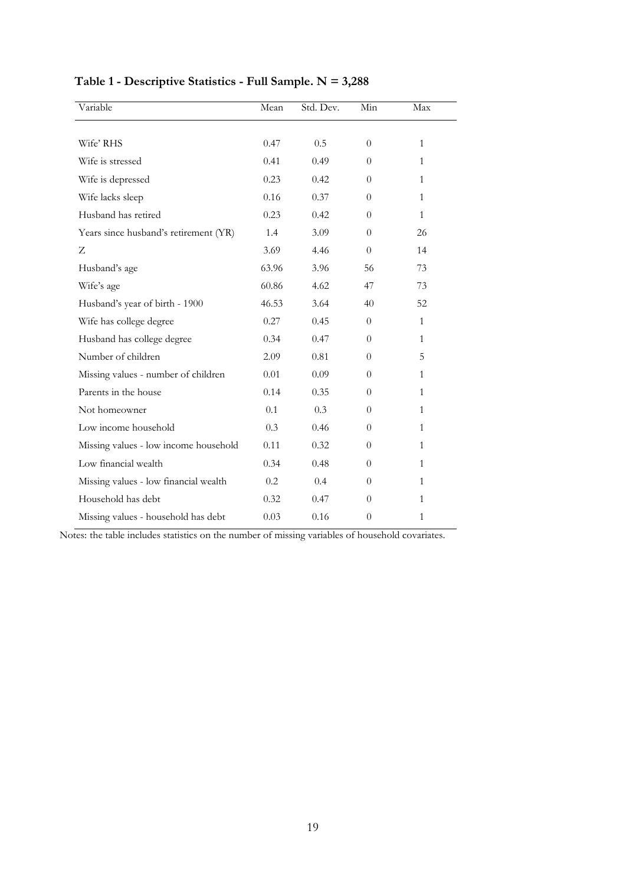**Table 1 - Descriptive Statistics - Full Sample. N = 3,288**

| Variable | Mean | Std. Dev. | Min | Max |
|---|---|---|---|---|
| Wife' RHS | 0.47 | 0.5 | 0 | 1 |
| Wife is stressed | 0.41 | 0.49 | 0 | 1 |
| Wife is depressed | 0.23 | 0.42 | 0 | 1 |
| Wife lacks sleep | 0.16 | 0.37 | 0 | 1 |
| Husband has retired | 0.23 | 0.42 | 0 | 1 |
| Years since husband's retirement (YR) | 1.4 | 3.09 | 0 | 26 |
| Z | 3.69 | 4.46 | 0 | 14 |
| Husband's age | 63.96 | 3.96 | 56 | 73 |
| Wife's age | 60.86 | 4.62 | 47 | 73 |
| Husband's year of birth - 1900 | 46.53 | 3.64 | 40 | 52 |
| Wife has college degree | 0.27 | 0.45 | 0 | 1 |
| Husband has college degree | 0.34 | 0.47 | 0 | 1 |
| Number of children | 2.09 | 0.81 | 0 | 5 |
| Missing values - number of children | 0.01 | 0.09 | 0 | 1 |
| Parents in the house | 0.14 | 0.35 | 0 | 1 |
| Not homeowner | 0.1 | 0.3 | 0 | 1 |
| Low income household | 0.3 | 0.46 | 0 | 1 |
| Missing values - low income household | 0.11 | 0.32 | 0 | 1 |
| Low financial wealth | 0.34 | 0.48 | 0 | 1 |
| Missing values - low financial wealth | 0.2 | 0.4 | 0 | 1 |
| Household has debt | 0.32 | 0.47 | 0 | 1 |
| Missing values - household has debt | 0.03 | 0.16 | 0 | 1 |

Notes: the table includes statistics on the number of missing variables of household covariates.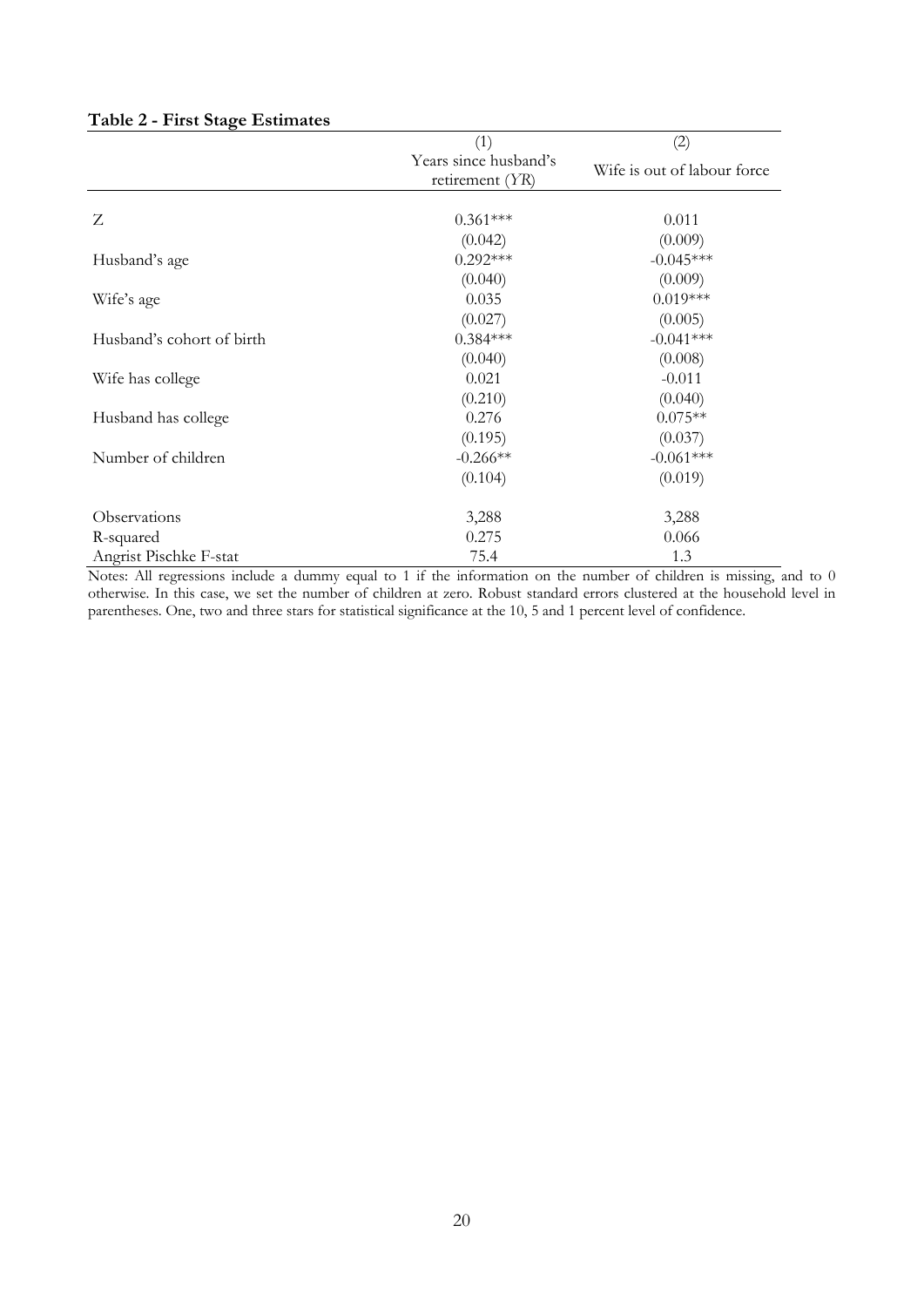**Table 2 - First Stage Estimates**

| | (1) | (2) |
|---|---|---|
| | Years since husband's retirement (*YR*) | Wife is out of labour force |
| Z | 0.361*** | 0.011 |
| | (0.042) | (0.009) |
| Husband's age | 0.292*** | -0.045*** |
| | (0.040) | (0.009) |
| Wife's age | 0.035 | 0.019*** |
| | (0.027) | (0.005) |
| Husband's cohort of birth | 0.384*** | -0.041*** |
| | (0.040) | (0.008) |
| Wife has college | 0.021 | -0.011 |
| | (0.210) | (0.040) |
| Husband has college | 0.276 | 0.075** |
| | (0.195) | (0.037) |
| Number of children | -0.266** | -0.061*** |
| | (0.104) | (0.019) |
| Observations | 3,288 | 3,288 |
| R-squared | 0.275 | 0.066 |
| Angrist Pischke F-stat | 75.4 | 1.3 |

Notes: All regressions include a dummy equal to 1 if the information on the number of children is missing, and to 0 otherwise. In this case, we set the number of children at zero. Robust standard errors clustered at the household level in parentheses. One, two and three stars for statistical significance at the 10, 5 and 1 percent level of confidence.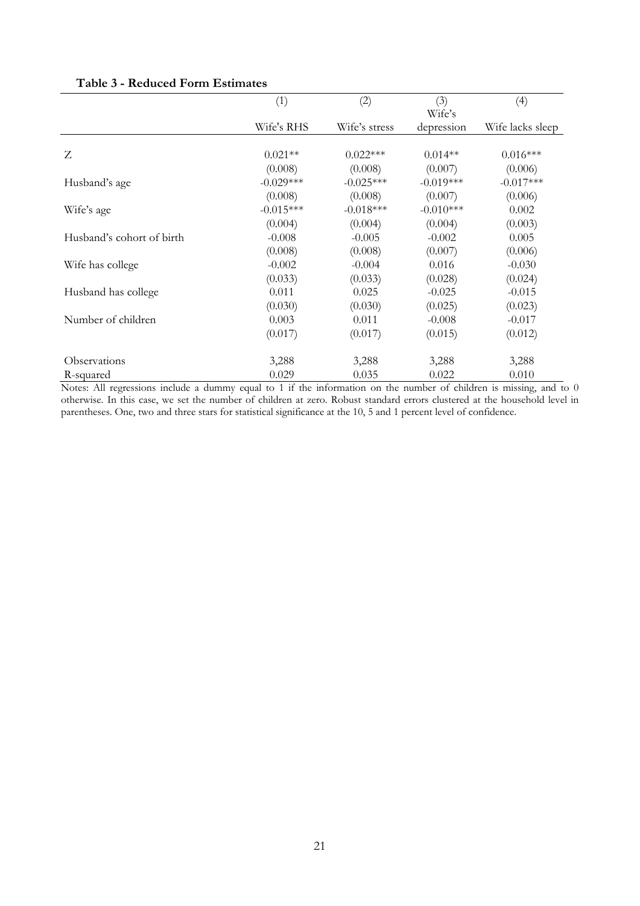**Table 3 - Reduced Form Estimates**

| | (1) | (2) | (3) | (4) |
|---|---|---|---|---|
| | Wife's RHS | Wife's stress | Wife's depression | Wife lacks sleep |
| Z | 0.021** | 0.022*** | 0.014** | 0.016*** |
| | (0.008) | (0.008) | (0.007) | (0.006) |
| Husband's age | -0.029*** | -0.025*** | -0.019*** | -0.017*** |
| | (0.008) | (0.008) | (0.007) | (0.006) |
| Wife's age | -0.015*** | -0.018*** | -0.010*** | 0.002 |
| | (0.004) | (0.004) | (0.004) | (0.003) |
| Husband's cohort of birth | -0.008 | -0.005 | -0.002 | 0.005 |
| | (0.008) | (0.008) | (0.007) | (0.006) |
| Wife has college | -0.002 | -0.004 | 0.016 | -0.030 |
| | (0.033) | (0.033) | (0.028) | (0.024) |
| Husband has college | 0.011 | 0.025 | -0.025 | -0.015 |
| | (0.030) | (0.030) | (0.025) | (0.023) |
| Number of children | 0.003 | 0.011 | -0.008 | -0.017 |
| | (0.017) | (0.017) | (0.015) | (0.012) |
| Observations | 3,288 | 3,288 | 3,288 | 3,288 |
| R-squared | 0.029 | 0.035 | 0.022 | 0.010 |

Notes: All regressions include a dummy equal to 1 if the information on the number of children is missing, and to 0 otherwise. In this case, we set the number of children at zero. Robust standard errors clustered at the household level in parentheses. One, two and three stars for statistical significance at the 10, 5 and 1 percent level of confidence.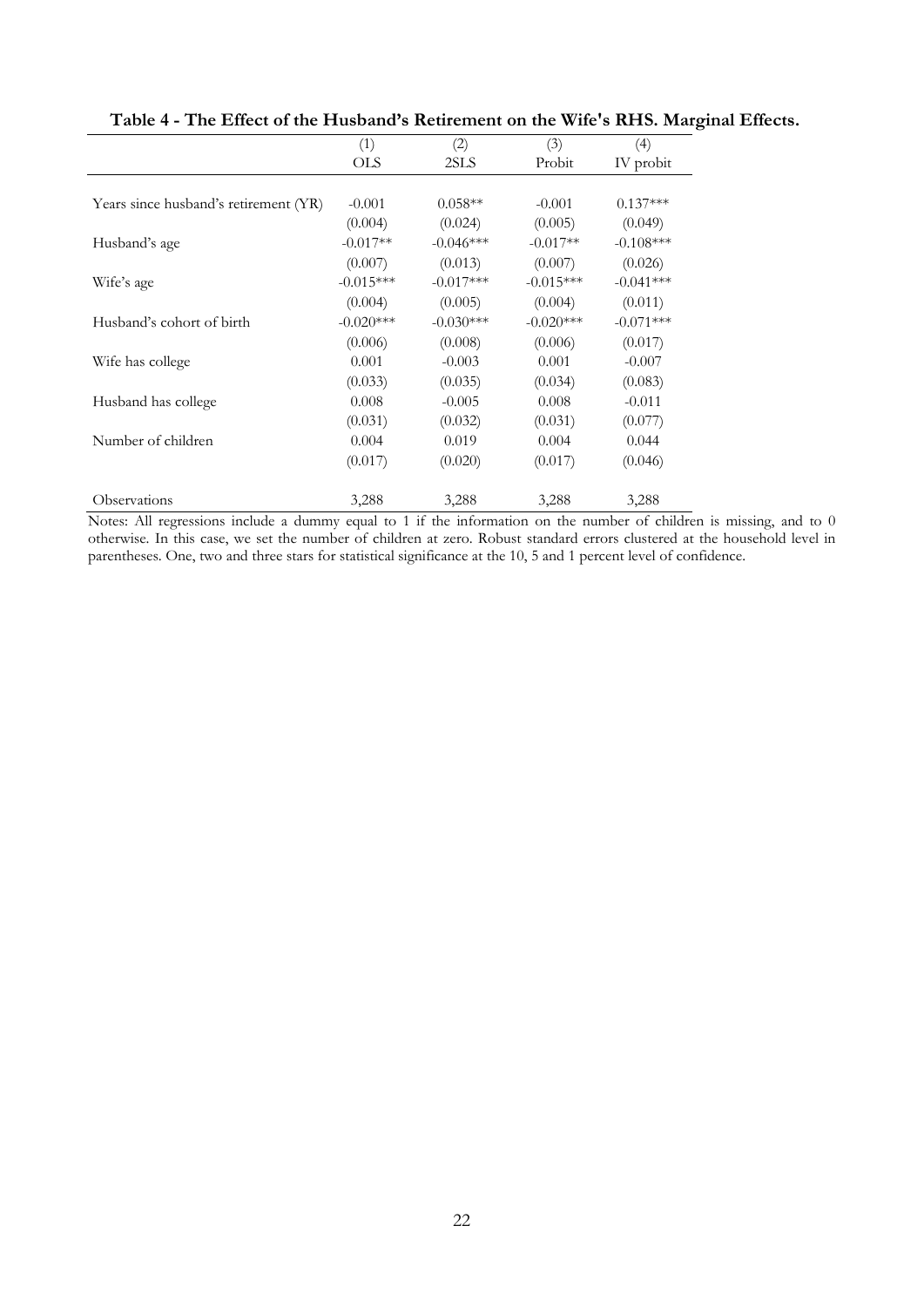**Table 4 - The Effect of the Husband's Retirement on the Wife's RHS. Marginal Effects.**

| | (1) | (2) | (3) | (4) |
|---|---|---|---|---|
| | OLS | 2SLS | Probit | IV probit |
| Years since husband's retirement (YR) | -0.001 | 0.058** | -0.001 | 0.137*** |
| | (0.004) | (0.024) | (0.005) | (0.049) |
| Husband's age | -0.017** | -0.046*** | -0.017** | -0.108*** |
| | (0.007) | (0.013) | (0.007) | (0.026) |
| Wife's age | -0.015*** | -0.017*** | -0.015*** | -0.041*** |
| | (0.004) | (0.005) | (0.004) | (0.011) |
| Husband's cohort of birth | -0.020*** | -0.030*** | -0.020*** | -0.071*** |
| | (0.006) | (0.008) | (0.006) | (0.017) |
| Wife has college | 0.001 | -0.003 | 0.001 | -0.007 |
| | (0.033) | (0.035) | (0.034) | (0.083) |
| Husband has college | 0.008 | -0.005 | 0.008 | -0.011 |
| | (0.031) | (0.032) | (0.031) | (0.077) |
| Number of children | 0.004 | 0.019 | 0.004 | 0.044 |
| | (0.017) | (0.020) | (0.017) | (0.046) |
| Observations | 3,288 | 3,288 | 3,288 | 3,288 |

Notes: All regressions include a dummy equal to 1 if the information on the number of children is missing, and to 0 otherwise. In this case, we set the number of children at zero. Robust standard errors clustered at the household level in parentheses. One, two and three stars for statistical significance at the 10, 5 and 1 percent level of confidence.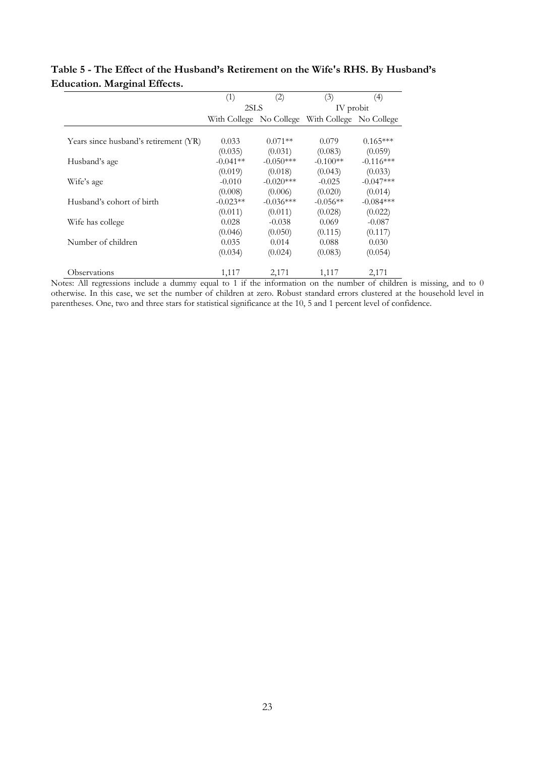**Table 5 - The Effect of the Husband's Retirement on the Wife's RHS. By Husband's Education. Marginal Effects.**

| | (1) | (2) | (3) | (4) |
|---|---|---|---|---|
| | 2SLS | | IV probit | |
| | With College | No College | With College | No College |
| Years since husband's retirement (YR) | 0.033 | 0.071** | 0.079 | 0.165*** |
| | (0.035) | (0.031) | (0.083) | (0.059) |
| Husband's age | -0.041** | -0.050*** | -0.100** | -0.116*** |
| | (0.019) | (0.018) | (0.043) | (0.033) |
| Wife's age | -0.010 | -0.020*** | -0.025 | -0.047*** |
| | (0.008) | (0.006) | (0.020) | (0.014) |
| Husband's cohort of birth | -0.023** | -0.036*** | -0.056** | -0.084*** |
| | (0.011) | (0.011) | (0.028) | (0.022) |
| Wife has college | 0.028 | -0.038 | 0.069 | -0.087 |
| | (0.046) | (0.050) | (0.115) | (0.117) |
| Number of children | 0.035 | 0.014 | 0.088 | 0.030 |
| | (0.034) | (0.024) | (0.083) | (0.054) |
| Observations | 1,117 | 2,171 | 1,117 | 2,171 |

Notes: All regressions include a dummy equal to 1 if the information on the number of children is missing, and to 0 otherwise. In this case, we set the number of children at zero. Robust standard errors clustered at the household level in parentheses. One, two and three stars for statistical significance at the 10, 5 and 1 percent level of confidence.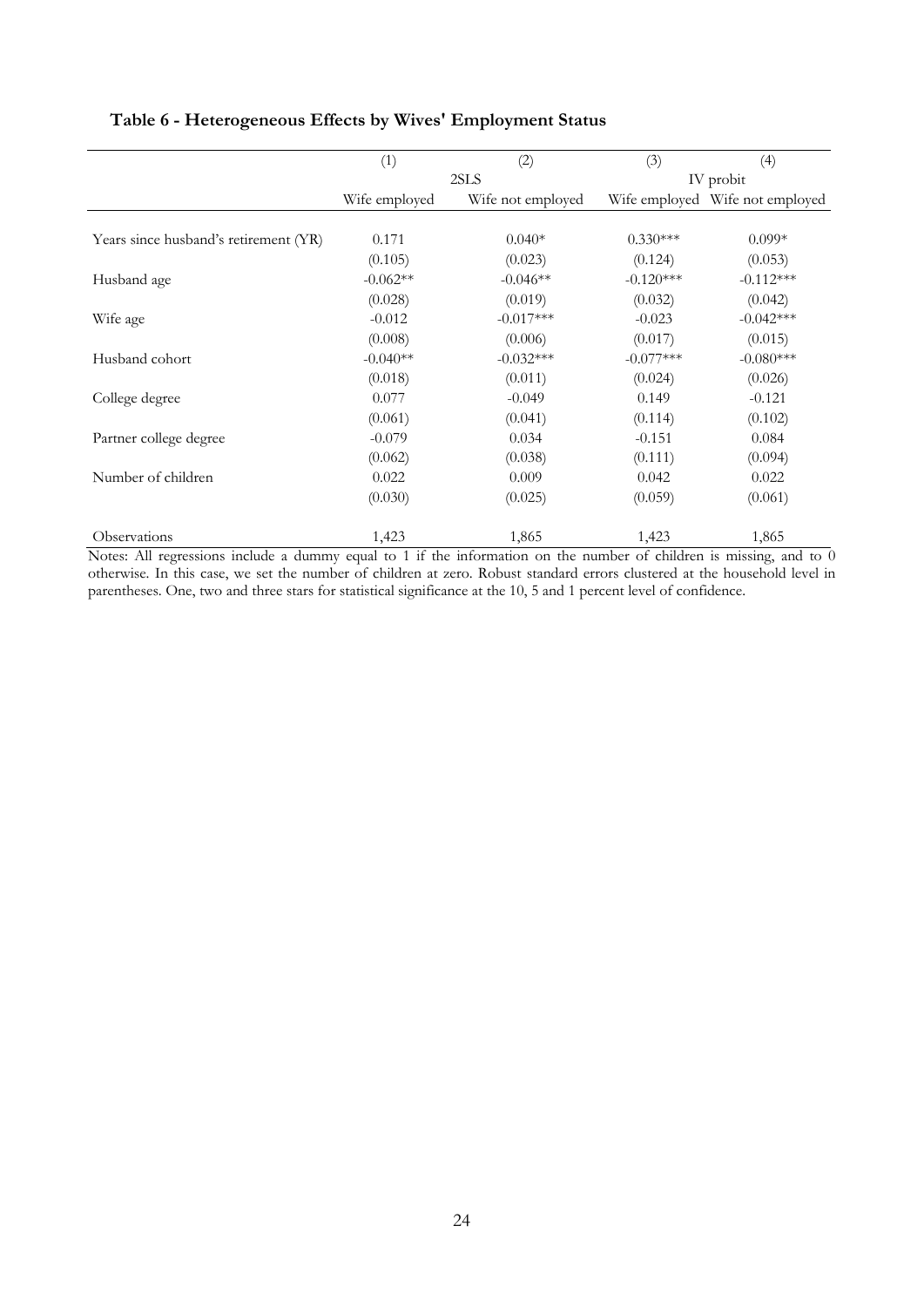## Table 6 - Heterogeneous Effects by Wives' Employment Status

| | (1) | (2) | (3) | (4) |
|---|---|---|---|---|
| | 2SLS | | IV probit | |
| | Wife employed | Wife not employed | Wife employed | Wife not employed |
| Years since husband's retirement (YR) | 0.171 | 0.040* | 0.330*** | 0.099* |
| | (0.105) | (0.023) | (0.124) | (0.053) |
| Husband age | -0.062** | -0.046** | -0.120*** | -0.112*** |
| | (0.028) | (0.019) | (0.032) | (0.042) |
| Wife age | -0.012 | -0.017*** | -0.023 | -0.042*** |
| | (0.008) | (0.006) | (0.017) | (0.015) |
| Husband cohort | -0.040** | -0.032*** | -0.077*** | -0.080*** |
| | (0.018) | (0.011) | (0.024) | (0.026) |
| College degree | 0.077 | -0.049 | 0.149 | -0.121 |
| | (0.061) | (0.041) | (0.114) | (0.102) |
| Partner college degree | -0.079 | 0.034 | -0.151 | 0.084 |
| | (0.062) | (0.038) | (0.111) | (0.094) |
| Number of children | 0.022 | 0.009 | 0.042 | 0.022 |
| | (0.030) | (0.025) | (0.059) | (0.061) |
| Observations | 1,423 | 1,865 | 1,423 | 1,865 |

Notes: All regressions include a dummy equal to 1 if the information on the number of children is missing, and to 0 otherwise. In this case, we set the number of children at zero. Robust standard errors clustered at the household level in parentheses. One, two and three stars for statistical significance at the 10, 5 and 1 percent level of confidence.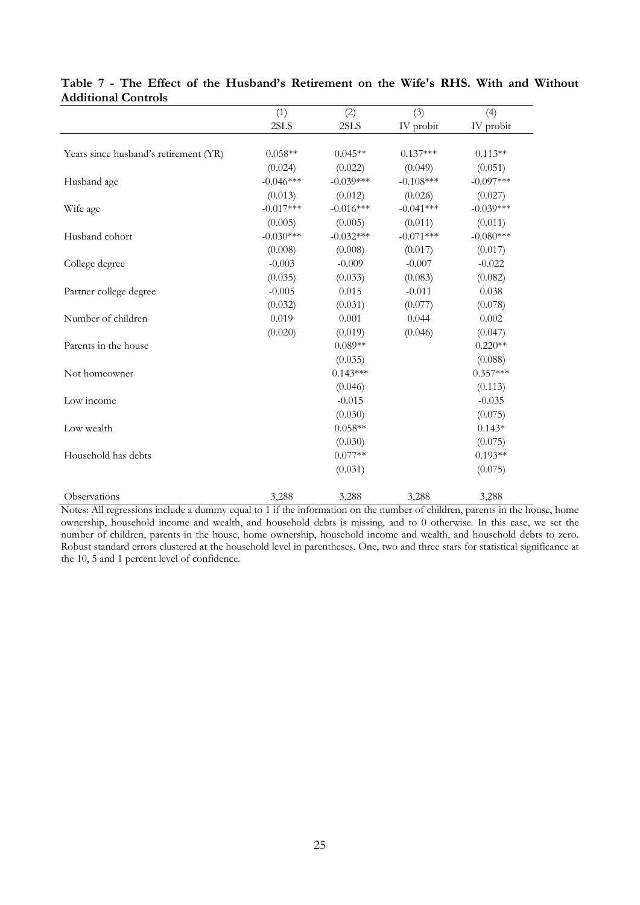**Table 7 - The Effect of the Husband's Retirement on the Wife's RHS. With and Without Additional Controls**

| | (1) | (2) | (3) | (4) |
|---|---|---|---|---|
| | 2SLS | 2SLS | IV probit | IV probit |
| Years since husband's retirement (YR) | 0.058** | 0.045** | 0.137*** | 0.113** |
| | (0.024) | (0.022) | (0.049) | (0.051) |
| Husband age | -0.046*** | -0.039*** | -0.108*** | -0.097*** |
| | (0.013) | (0.012) | (0.026) | (0.027) |
| Wife age | -0.017*** | -0.016*** | -0.041*** | -0.039*** |
| | (0.005) | (0.005) | (0.011) | (0.011) |
| Husband cohort | -0.030*** | -0.032*** | -0.071*** | -0.080*** |
| | (0.008) | (0.008) | (0.017) | (0.017) |
| College degree | -0.003 | -0.009 | -0.007 | -0.022 |
| | (0.035) | (0.033) | (0.083) | (0.082) |
| Partner college degree | -0.005 | 0.015 | -0.011 | 0.038 |
| | (0.032) | (0.031) | (0.077) | (0.078) |
| Number of children | 0.019 | 0.001 | 0.044 | 0.002 |
| | (0.020) | (0.019) | (0.046) | (0.047) |
| Parents in the house | | 0.089** | | 0.220** |
| | | (0.035) | | (0.088) |
| Not homeowner | | 0.143*** | | 0.357*** |
| | | (0.046) | | (0.113) |
| Low income | | -0.015 | | -0.035 |
| | | (0.030) | | (0.075) |
| Low wealth | | 0.058** | | 0.143* |
| | | (0.030) | | (0.075) |
| Household has debts | | 0.077** | | 0.193** |
| | | (0.031) | | (0.075) |
| Observations | 3,288 | 3,288 | 3,288 | 3,288 |

Notes: All regressions include a dummy equal to 1 if the information on the number of children, parents in the house, home ownership, household income and wealth, and household debts is missing, and to 0 otherwise. In this case, we set the number of children, parents in the house, home ownership, household income and wealth, and household debts to zero. Robust standard errors clustered at the household level in parentheses. One, two and three stars for statistical significance at the 10, 5 and 1 percent level of confidence.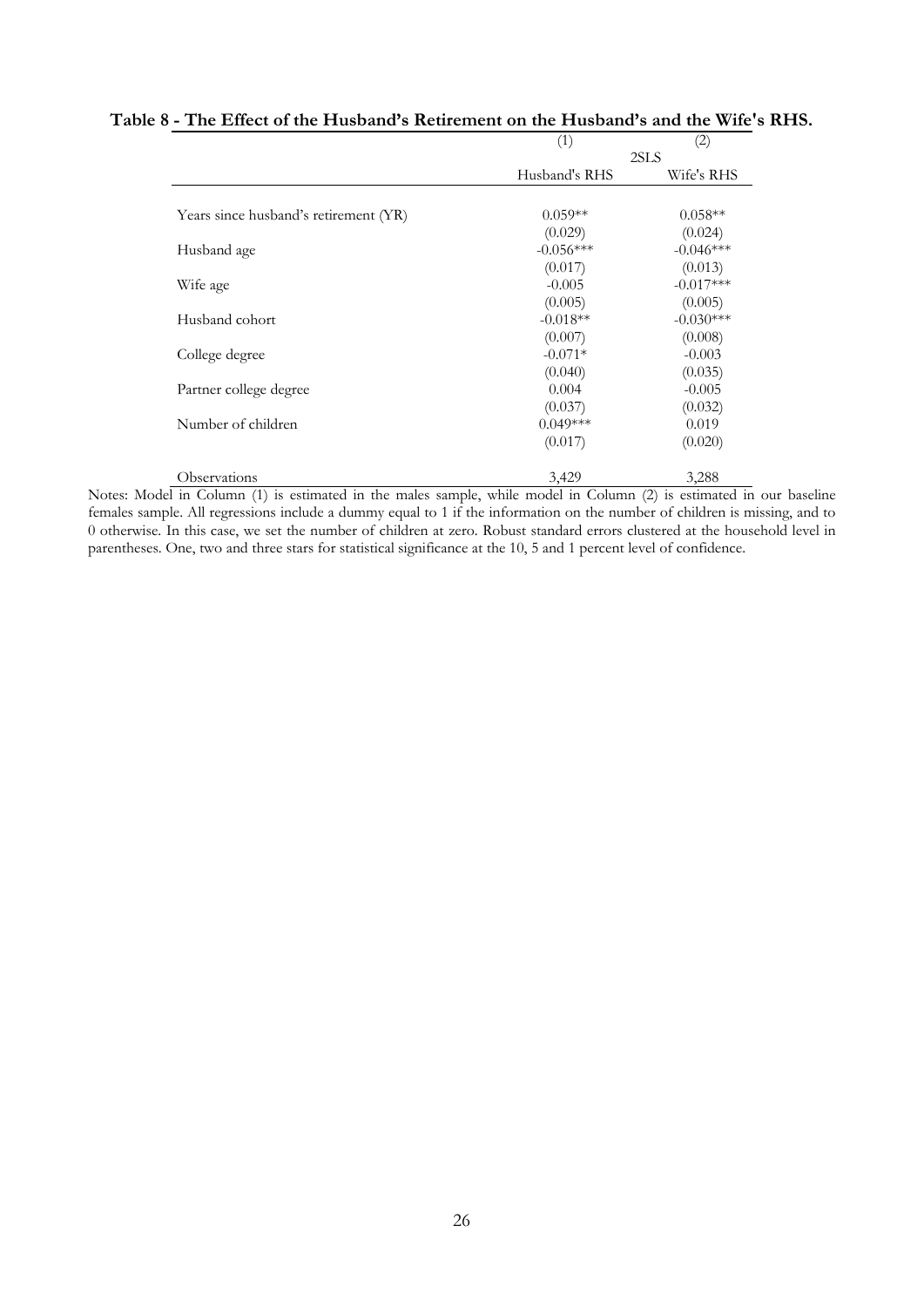**Table 8 - The Effect of the Husband's Retirement on the Husband's and the Wife's RHS.**

| | (1) | (2) |
|---|---|---|
| | 2SLS | |
| | Husband's RHS | Wife's RHS |
| Years since husband's retirement (YR) | 0.059** | 0.058** |
| | (0.029) | (0.024) |
| Husband age | -0.056*** | -0.046*** |
| | (0.017) | (0.013) |
| Wife age | -0.005 | -0.017*** |
| | (0.005) | (0.005) |
| Husband cohort | -0.018** | -0.030*** |
| | (0.007) | (0.008) |
| College degree | -0.071* | -0.003 |
| | (0.040) | (0.035) |
| Partner college degree | 0.004 | -0.005 |
| | (0.037) | (0.032) |
| Number of children | 0.049*** | 0.019 |
| | (0.017) | (0.020) |
| Observations | 3,429 | 3,288 |

Notes: Model in Column (1) is estimated in the males sample, while model in Column (2) is estimated in our baseline females sample. All regressions include a dummy equal to 1 if the information on the number of children is missing, and to 0 otherwise. In this case, we set the number of children at zero. Robust standard errors clustered at the household level in parentheses. One, two and three stars for statistical significance at the 10, 5 and 1 percent level of confidence.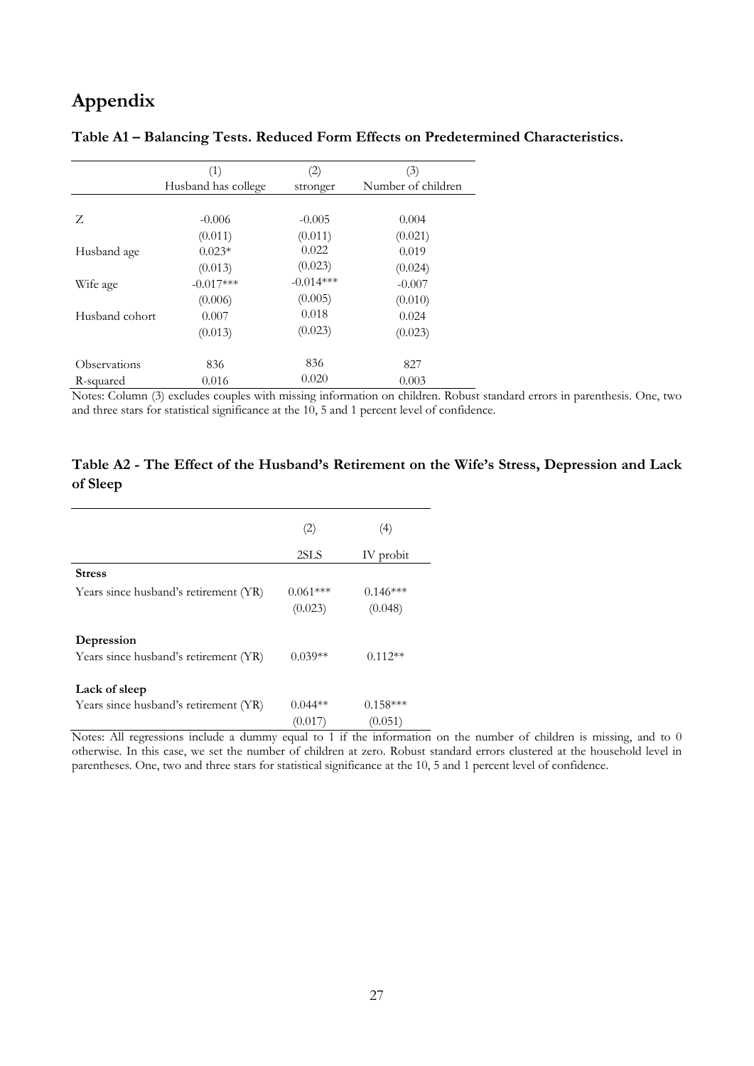# Appendix

**Table A1 – Balancing Tests. Reduced Form Effects on Predetermined Characteristics.**

| | (1) | (2) | (3) |
|---|---|---|---|
| | Husband has college | stronger | Number of children |
| Z | -0.006 | -0.005 | 0.004 |
| | (0.011) | (0.011) | (0.021) |
| Husband age | 0.023* | 0.022 | 0.019 |
| | (0.013) | (0.023) | (0.024) |
| Wife age | -0.017*** | -0.014*** | -0.007 |
| | (0.006) | (0.005) | (0.010) |
| Husband cohort | 0.007 | 0.018 | 0.024 |
| | (0.013) | (0.023) | (0.023) |
| Observations | 836 | 836 | 827 |
| R-squared | 0.016 | 0.020 | 0.003 |

Notes: Column (3) excludes couples with missing information on children. Robust standard errors in parenthesis. One, two and three stars for statistical significance at the 10, 5 and 1 percent level of confidence.

**Table A2 - The Effect of the Husband's Retirement on the Wife's Stress, Depression and Lack of Sleep**

| | (2) | (4) |
|---|---|---|
| | 2SLS | IV probit |
| **Stress** | | |
| Years since husband's retirement (YR) | 0.061*** | 0.146*** |
| | (0.023) | (0.048) |
| **Depression** | | |
| Years since husband's retirement (YR) | 0.039** | 0.112** |
| **Lack of sleep** | | |
| Years since husband's retirement (YR) | 0.044** | 0.158*** |
| | (0.017) | (0.051) |

Notes: All regressions include a dummy equal to 1 if the information on the number of children is missing, and to 0 otherwise. In this case, we set the number of children at zero. Robust standard errors clustered at the household level in parentheses. One, two and three stars for statistical significance at the 10, 5 and 1 percent level of confidence.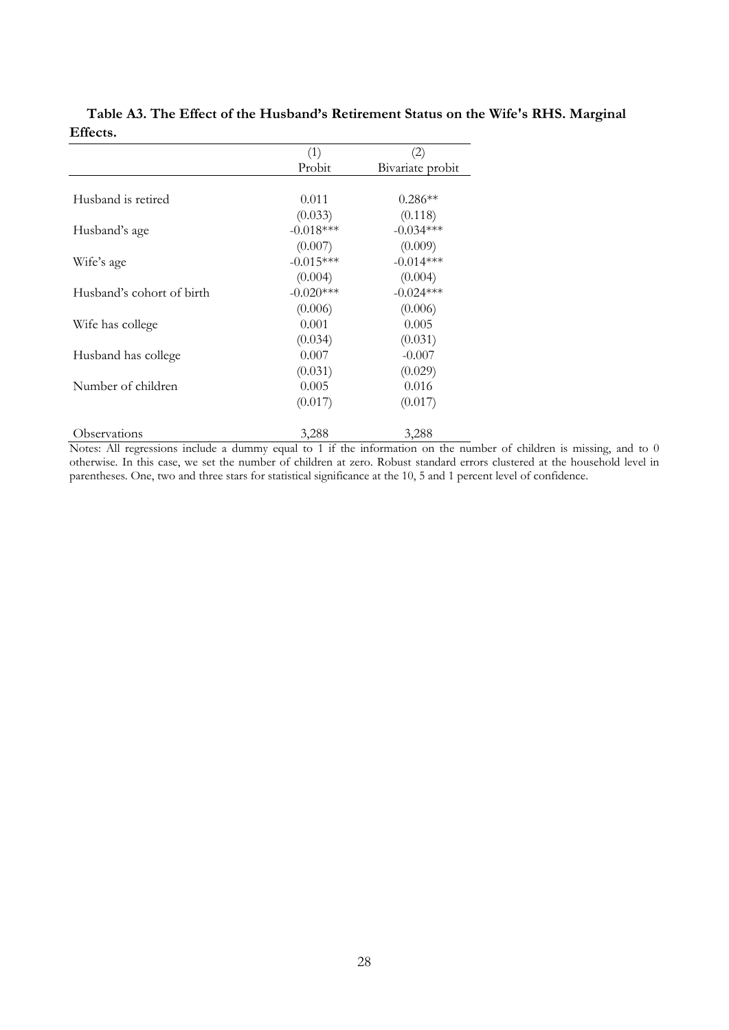**Table A3. The Effect of the Husband's Retirement Status on the Wife's RHS. Marginal Effects.**

| | (1) | (2) |
|---|---|---|
| | Probit | Bivariate probit |
| Husband is retired | 0.011 | 0.286** |
| | (0.033) | (0.118) |
| Husband's age | -0.018*** | -0.034*** |
| | (0.007) | (0.009) |
| Wife's age | -0.015*** | -0.014*** |
| | (0.004) | (0.004) |
| Husband's cohort of birth | -0.020*** | -0.024*** |
| | (0.006) | (0.006) |
| Wife has college | 0.001 | 0.005 |
| | (0.034) | (0.031) |
| Husband has college | 0.007 | -0.007 |
| | (0.031) | (0.029) |
| Number of children | 0.005 | 0.016 |
| | (0.017) | (0.017) |
| Observations | 3,288 | 3,288 |

Notes: All regressions include a dummy equal to 1 if the information on the number of children is missing, and to 0 otherwise. In this case, we set the number of children at zero. Robust standard errors clustered at the household level in parentheses. One, two and three stars for statistical significance at the 10, 5 and 1 percent level of confidence.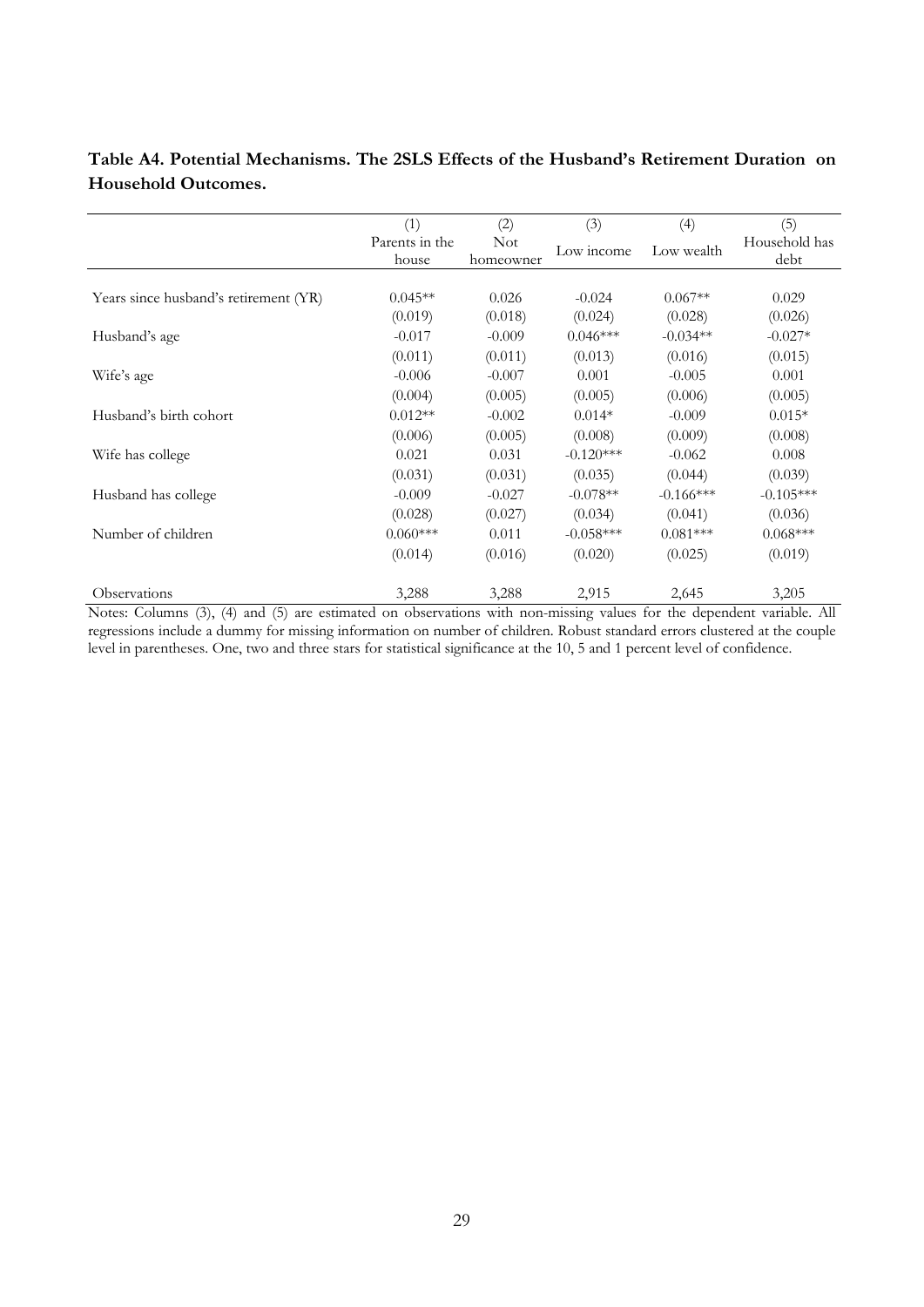**Table A4. Potential Mechanisms. The 2SLS Effects of the Husband's Retirement Duration on Household Outcomes.**

| | (1) | (2) | (3) | (4) | (5) |
|---|---|---|---|---|---|
| | Parents in the house | Not homeowner | Low income | Low wealth | Household has debt |
| Years since husband's retirement (YR) | 0.045** | 0.026 | -0.024 | 0.067** | 0.029 |
| | (0.019) | (0.018) | (0.024) | (0.028) | (0.026) |
| Husband's age | -0.017 | -0.009 | 0.046*** | -0.034** | -0.027* |
| | (0.011) | (0.011) | (0.013) | (0.016) | (0.015) |
| Wife's age | -0.006 | -0.007 | 0.001 | -0.005 | 0.001 |
| | (0.004) | (0.005) | (0.005) | (0.006) | (0.005) |
| Husband's birth cohort | 0.012** | -0.002 | 0.014* | -0.009 | 0.015* |
| | (0.006) | (0.005) | (0.008) | (0.009) | (0.008) |
| Wife has college | 0.021 | 0.031 | -0.120*** | -0.062 | 0.008 |
| | (0.031) | (0.031) | (0.035) | (0.044) | (0.039) |
| Husband has college | -0.009 | -0.027 | -0.078** | -0.166*** | -0.105*** |
| | (0.028) | (0.027) | (0.034) | (0.041) | (0.036) |
| Number of children | 0.060*** | 0.011 | -0.058*** | 0.081*** | 0.068*** |
| | (0.014) | (0.016) | (0.020) | (0.025) | (0.019) |
| Observations | 3,288 | 3,288 | 2,915 | 2,645 | 3,205 |

Notes: Columns (3), (4) and (5) are estimated on observations with non-missing values for the dependent variable. All regressions include a dummy for missing information on number of children. Robust standard errors clustered at the couple level in parentheses. One, two and three stars for statistical significance at the 10, 5 and 1 percent level of confidence.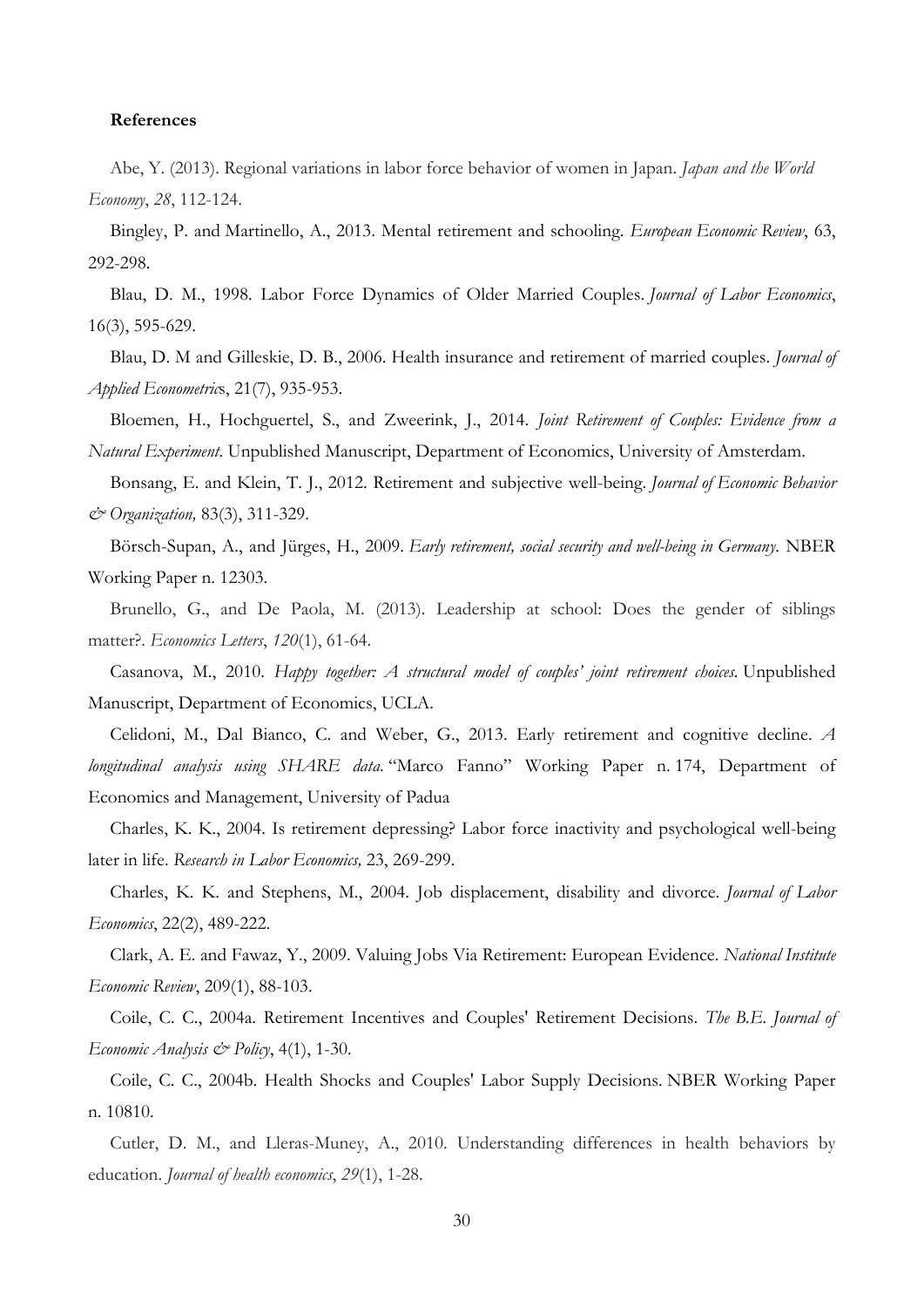**References**

Abe, Y. (2013). Regional variations in labor force behavior of women in Japan. *Japan and the World Economy*, *28*, 112-124.

Bingley, P. and Martinello, A., 2013. Mental retirement and schooling. *European Economic Review*, 63, 292-298.

Blau, D. M., 1998. Labor Force Dynamics of Older Married Couples. *Journal of Labor Economics*, 16(3), 595-629.

Blau, D. M and Gilleskie, D. B., 2006. Health insurance and retirement of married couples. *Journal of Applied Econometrics*, 21(7), 935-953.

Bloemen, H., Hochguertel, S., and Zweerink, J., 2014. *Joint Retirement of Couples: Evidence from a Natural Experiment*. Unpublished Manuscript, Department of Economics, University of Amsterdam.

Bonsang, E. and Klein, T. J., 2012. Retirement and subjective well-being. *Journal of Economic Behavior & Organization,* 83(3), 311-329.

Börsch-Supan, A., and Jürges, H., 2009. *Early retirement, social security and well-being in Germany*. NBER Working Paper n. 12303.

Brunello, G., and De Paola, M. (2013). Leadership at school: Does the gender of siblings matter?. *Economics Letters*, *120*(1), 61-64.

Casanova, M., 2010. *Happy together: A structural model of couples' joint retirement choices*. Unpublished Manuscript, Department of Economics, UCLA.

Celidoni, M., Dal Bianco, C. and Weber, G., 2013. Early retirement and cognitive decline. *A longitudinal analysis using SHARE data*. "Marco Fanno" Working Paper n. 174, Department of Economics and Management, University of Padua

Charles, K. K., 2004. Is retirement depressing? Labor force inactivity and psychological well-being later in life. *Research in Labor Economics,* 23, 269-299.

Charles, K. K. and Stephens, M., 2004. Job displacement, disability and divorce. *Journal of Labor Economics*, 22(2), 489-222.

Clark, A. E. and Fawaz, Y., 2009. Valuing Jobs Via Retirement: European Evidence. *National Institute Economic Review*, 209(1), 88-103.

Coile, C. C., 2004a. Retirement Incentives and Couples' Retirement Decisions. *The B.E. Journal of Economic Analysis & Policy*, 4(1), 1-30.

Coile, C. C., 2004b. Health Shocks and Couples' Labor Supply Decisions. NBER Working Paper n. 10810.

Cutler, D. M., and Lleras-Muney, A., 2010. Understanding differences in health behaviors by education. *Journal of health economics*, *29*(1), 1-28.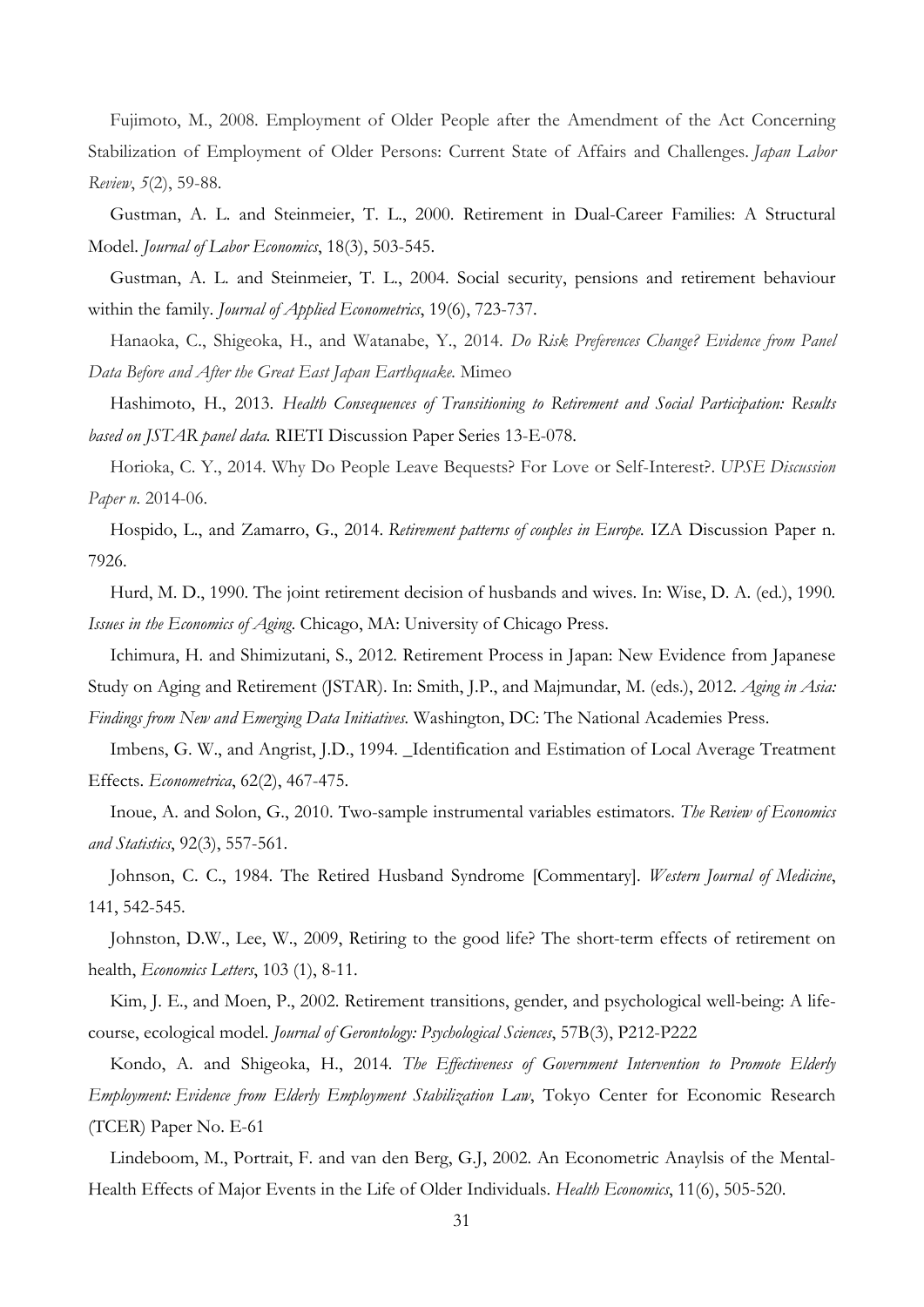Fujimoto, M., 2008. Employment of Older People after the Amendment of the Act Concerning Stabilization of Employment of Older Persons: Current State of Affairs and Challenges. *Japan Labor Review*, *5*(2), 59-88.

Gustman, A. L. and Steinmeier, T. L., 2000. Retirement in Dual-Career Families: A Structural Model. *Journal of Labor Economics*, 18(3), 503-545.

Gustman, A. L. and Steinmeier, T. L., 2004. Social security, pensions and retirement behaviour within the family. *Journal of Applied Econometrics*, 19(6), 723-737.

Hanaoka, C., Shigeoka, H., and Watanabe, Y., 2014. *Do Risk Preferences Change? Evidence from Panel Data Before and After the Great East Japan Earthquake.* Mimeo

Hashimoto, H., 2013. *Health Consequences of Transitioning to Retirement and Social Participation: Results based on JSTAR panel data.* RIETI Discussion Paper Series 13-E-078.

Horioka, C. Y., 2014. Why Do People Leave Bequests? For Love or Self-Interest?. *UPSE Discussion Paper n.* 2014-06.

Hospido, L., and Zamarro, G., 2014. *Retirement patterns of couples in Europe.* IZA Discussion Paper n. 7926.

Hurd, M. D., 1990. The joint retirement decision of husbands and wives. In: Wise, D. A. (ed.), 1990. *Issues in the Economics of Aging.* Chicago, MA: University of Chicago Press.

Ichimura, H. and Shimizutani, S., 2012. Retirement Process in Japan: New Evidence from Japanese Study on Aging and Retirement (JSTAR). In: Smith, J.P., and Majmundar, M. (eds.), 2012. *Aging in Asia: Findings from New and Emerging Data Initiatives.* Washington, DC: The National Academies Press.

Imbens, G. W., and Angrist, J.D., 1994. _Identification and Estimation of Local Average Treatment Effects. *Econometrica*, 62(2), 467-475.

Inoue, A. and Solon, G., 2010. Two-sample instrumental variables estimators. *The Review of Economics and Statistics*, 92(3), 557-561.

Johnson, C. C., 1984. The Retired Husband Syndrome [Commentary]. *Western Journal of Medicine*, 141, 542-545.

Johnston, D.W., Lee, W., 2009, Retiring to the good life? The short-term effects of retirement on health, *Economics Letters*, 103 (1), 8-11.

Kim, J. E., and Moen, P., 2002. Retirement transitions, gender, and psychological well-being: A life-course, ecological model. *Journal of Gerontology: Psychological Sciences*, 57B(3), P212-P222

Kondo, A. and Shigeoka, H., 2014. *The Effectiveness of Government Intervention to Promote Elderly Employment: Evidence from Elderly Employment Stabilization Law*, Tokyo Center for Economic Research (TCER) Paper No. E-61

Lindeboom, M., Portrait, F. and van den Berg, G.J, 2002. An Econometric Anaylsis of the Mental-Health Effects of Major Events in the Life of Older Individuals. *Health Economics*, 11(6), 505-520.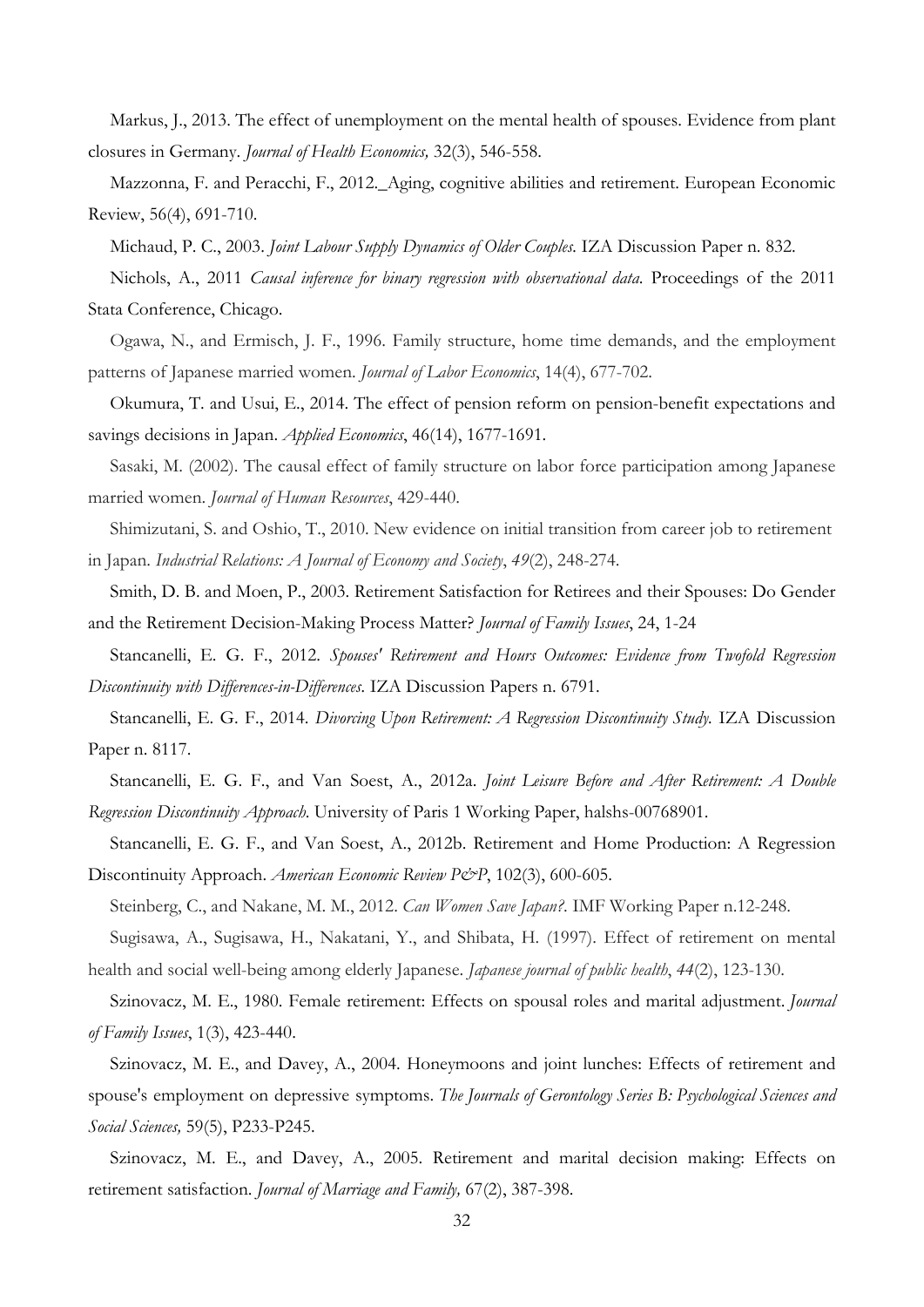Markus, J., 2013. The effect of unemployment on the mental health of spouses. Evidence from plant closures in Germany. *Journal of Health Economics,* 32(3), 546-558.

Mazzonna, F. and Peracchi, F., 2012._Aging, cognitive abilities and retirement. European Economic Review, 56(4), 691-710.

Michaud, P. C., 2003. *Joint Labour Supply Dynamics of Older Couples.* IZA Discussion Paper n. 832.

Nichols, A., 2011 *Causal inference for binary regression with observational data.* Proceedings of the 2011 Stata Conference, Chicago.

Ogawa, N., and Ermisch, J. F., 1996. Family structure, home time demands, and the employment patterns of Japanese married women. *Journal of Labor Economics*, 14(4), 677-702.

Okumura, T. and Usui, E., 2014. The effect of pension reform on pension-benefit expectations and savings decisions in Japan. *Applied Economics*, 46(14), 1677-1691.

Sasaki, M. (2002). The causal effect of family structure on labor force participation among Japanese married women. *Journal of Human Resources*, 429-440.

Shimizutani, S. and Oshio, T., 2010. New evidence on initial transition from career job to retirement in Japan. *Industrial Relations: A Journal of Economy and Society*, *49*(2), 248-274.

Smith, D. B. and Moen, P., 2003. Retirement Satisfaction for Retirees and their Spouses: Do Gender and the Retirement Decision-Making Process Matter? *Journal of Family Issues*, 24, 1-24

Stancanelli, E. G. F., 2012. *Spouses' Retirement and Hours Outcomes: Evidence from Twofold Regression Discontinuity with Differences-in-Differences*. IZA Discussion Papers n. 6791.

Stancanelli, E. G. F., 2014. *Divorcing Upon Retirement: A Regression Discontinuity Study.* IZA Discussion Paper n. 8117.

Stancanelli, E. G. F., and Van Soest, A., 2012a. *Joint Leisure Before and After Retirement: A Double Regression Discontinuity Approach.* University of Paris 1 Working Paper, halshs-00768901.

Stancanelli, E. G. F., and Van Soest, A., 2012b. Retirement and Home Production: A Regression Discontinuity Approach. *American Economic Review P&P*, 102(3), 600-605.

Steinberg, C., and Nakane, M. M., 2012. *Can Women Save Japan?*. IMF Working Paper n.12-248.

Sugisawa, A., Sugisawa, H., Nakatani, Y., and Shibata, H. (1997). Effect of retirement on mental health and social well-being among elderly Japanese. *Japanese journal of public health*, *44*(2), 123-130.

Szinovacz, M. E., 1980. Female retirement: Effects on spousal roles and marital adjustment. *Journal of Family Issues*, 1(3), 423-440.

Szinovacz, M. E., and Davey, A., 2004. Honeymoons and joint lunches: Effects of retirement and spouse's employment on depressive symptoms. *The Journals of Gerontology Series B: Psychological Sciences and Social Sciences,* 59(5), P233-P245.

Szinovacz, M. E., and Davey, A., 2005. Retirement and marital decision making: Effects on retirement satisfaction. *Journal of Marriage and Family,* 67(2), 387-398.